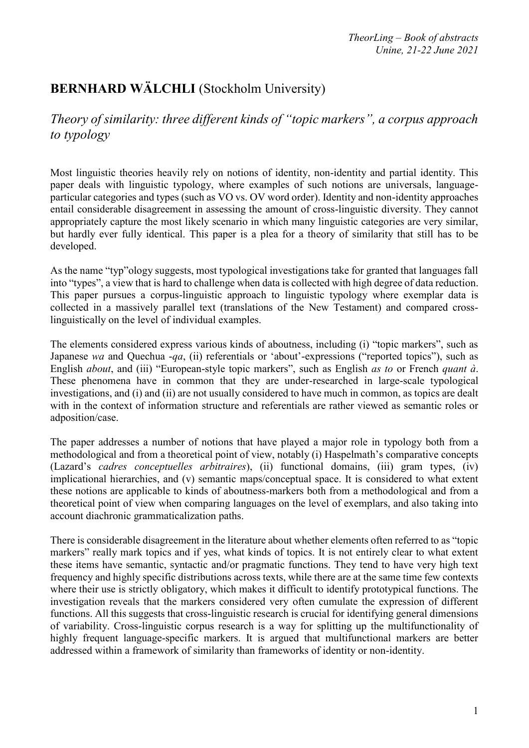## **BERNHARD WÄLCHLI** (Stockholm University)

### *Theory of similarity: three different kinds of "topic markers", a corpus approach to typology*

Most linguistic theories heavily rely on notions of identity, non-identity and partial identity. This paper deals with linguistic typology, where examples of such notions are universals, language-particular categories and types (such as VO vs. OV word order). Identity and non-identity approaches entail considerable disagreement in assessing the amount of cross-linguistic diversity. They cannot appropriately capture the most likely scenario in which many linguistic categories are very similar, but hardly ever fully identical. This paper is a plea for a theory of similarity that still has to be developed.

As the name "typ"ology suggests, most typological investigations take for granted that languages fall into "types", a view that is hard to challenge when data is collected with high degree of data reduction. This paper pursues a corpus-linguistic approach to linguistic typology where exemplar data is collected in a massively parallel text (translations of the New Testament) and compared cross-linguistically on the level of individual examples.

The elements considered express various kinds of aboutness, including (i) "topic markers", such as Japanese *wa* and Quechua *-qa*, (ii) referentials or 'about'-expressions ("reported topics"), such as English *about*, and (iii) "European-style topic markers", such as English *as to* or French *quant à*. These phenomena have in common that they are under-researched in large-scale typological investigations, and (i) and (ii) are not usually considered to have much in common, as topics are dealt with in the context of information structure and referentials are rather viewed as semantic roles or adposition/case.

The paper addresses a number of notions that have played a major role in typology both from a methodological and from a theoretical point of view, notably (i) Haspelmath's comparative concepts (Lazard's *cadres conceptuelles arbitraires*), (ii) functional domains, (iii) gram types, (iv) implicational hierarchies, and (v) semantic maps/conceptual space. It is considered to what extent these notions are applicable to kinds of aboutness-markers both from a methodological and from a theoretical point of view when comparing languages on the level of exemplars, and also taking into account diachronic grammaticalization paths.

There is considerable disagreement in the literature about whether elements often referred to as "topic markers" really mark topics and if yes, what kinds of topics. It is not entirely clear to what extent these items have semantic, syntactic and/or pragmatic functions. They tend to have very high text frequency and highly specific distributions across texts, while there are at the same time few contexts where their use is strictly obligatory, which makes it difficult to identify prototypical functions. The investigation reveals that the markers considered very often cumulate the expression of different functions. All this suggests that cross-linguistic research is crucial for identifying general dimensions of variability. Cross-linguistic corpus research is a way for splitting up the multifunctionality of highly frequent language-specific markers. It is argued that multifunctional markers are better addressed within a framework of similarity than frameworks of identity or non-identity.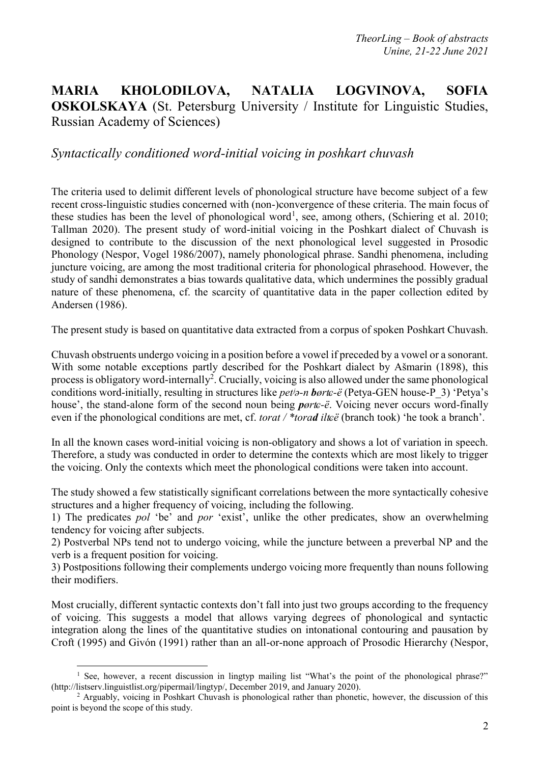**MARIA KHOLODILOVA, NATALIA LOGVINOVA, SOFIA OSKOLSKAYA** (St. Petersburg University / Institute for Linguistic Studies, Russian Academy of Sciences)

## *Syntactically conditioned word-initial voicing in poshkart chuvash*

The criteria used to delimit different levels of phonological structure have become subject of a few recent cross-linguistic studies concerned with (non-)convergence of these criteria. The main focus of these studies has been the level of phonological word[1], see, among others, (Schiering et al. 2010; Tallman 2020). The present study of word-initial voicing in the Poshkart dialect of Chuvash is designed to contribute to the discussion of the next phonological level suggested in Prosodic Phonology (Nespor, Vogel 1986/2007), namely phonological phrase. Sandhi phenomena, including juncture voicing, are among the most traditional criteria for phonological phrasehood. However, the study of sandhi demonstrates a bias towards qualitative data, which undermines the possibly gradual nature of these phenomena, cf. the scarcity of quantitative data in the paper collection edited by Andersen (1986).

The present study is based on quantitative data extracted from a corpus of spoken Poshkart Chuvash.

Chuvash obstruents undergo voicing in a position before a vowel if preceded by a vowel or a sonorant. With some notable exceptions partly described for the Poshkart dialect by Ašmarin (1898), this process is obligatory word-internally[2]. Crucially, voicing is also allowed under the same phonological conditions word-initially, resulting in structures like *petʲə-n* ***b****ørtɕ-ë* (Petya-GEN house-P_3) 'Petya's house', the stand-alone form of the second noun being ***p****ørtɕ-ë*. Voicing never occurs word-finally even if the phonological conditions are met, cf. *torat / *tora****d*** *iltɕë* (branch took) 'he took a branch'.

In all the known cases word-initial voicing is non-obligatory and shows a lot of variation in speech. Therefore, a study was conducted in order to determine the contexts which are most likely to trigger the voicing. Only the contexts which meet the phonological conditions were taken into account.

The study showed a few statistically significant correlations between the more syntactically cohesive structures and a higher frequency of voicing, including the following.

1) The predicates *pol* 'be' and *por* 'exist', unlike the other predicates, show an overwhelming tendency for voicing after subjects.
2) Postverbal NPs tend not to undergo voicing, while the juncture between a preverbal NP and the verb is a frequent position for voicing.
3) Postpositions following their complements undergo voicing more frequently than nouns following their modifiers.

Most crucially, different syntactic contexts don't fall into just two groups according to the frequency of voicing. This suggests a model that allows varying degrees of phonological and syntactic integration along the lines of the quantitative studies on intonational contouring and pausation by Croft (1995) and Givón (1991) rather than an all-or-none approach of Prosodic Hierarchy (Nespor,

---

[1] See, however, a recent discussion in lingtyp mailing list "What's the point of the phonological phrase?" (http://listserv.linguistlist.org/pipermail/lingtyp/, December 2019, and January 2020).

[2] Arguably, voicing in Poshkart Chuvash is phonological rather than phonetic, however, the discussion of this point is beyond the scope of this study.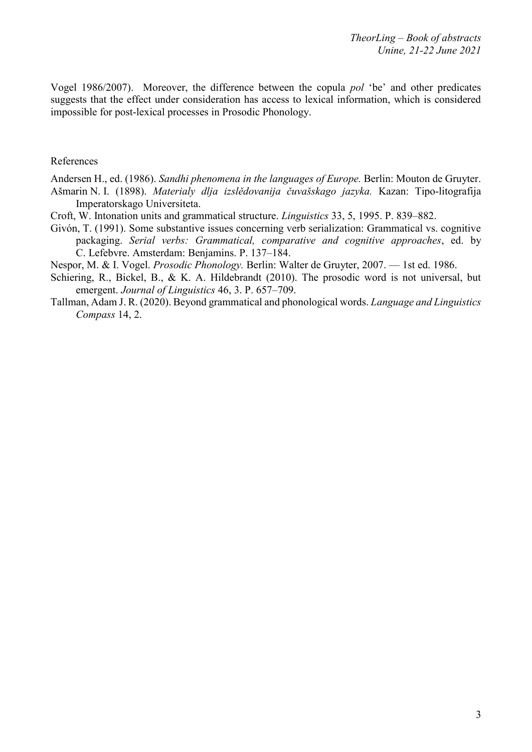Vogel 1986/2007). Moreover, the difference between the copula *pol* 'be' and other predicates suggests that the effect under consideration has access to lexical information, which is considered impossible for post-lexical processes in Prosodic Phonology.

References

Andersen H., ed. (1986). *Sandhi phenomena in the languages of Europe.* Berlin: Mouton de Gruyter.

Ašmarin N. I. (1898). *Materialy dlja izslědovanija čuvašskago jazyka.* Kazan: Tipo-litografija Imperatorskago Universiteta.

Croft, W. Intonation units and grammatical structure. *Linguistics* 33, 5, 1995. P. 839–882.

Givón, T. (1991). Some substantive issues concerning verb serialization: Grammatical vs. cognitive packaging. *Serial verbs: Grammatical, comparative and cognitive approaches*, ed. by C. Lefebvre. Amsterdam: Benjamins. P. 137–184.

Nespor, M. & I. Vogel. *Prosodic Phonology.* Berlin: Walter de Gruyter, 2007. — 1st ed. 1986.

Schiering, R., Bickel, B., & K. A. Hildebrandt (2010). The prosodic word is not universal, but emergent. *Journal of Linguistics* 46, 3. P. 657–709.

Tallman, Adam J. R. (2020). Beyond grammatical and phonological words. *Language and Linguistics Compass* 14, 2.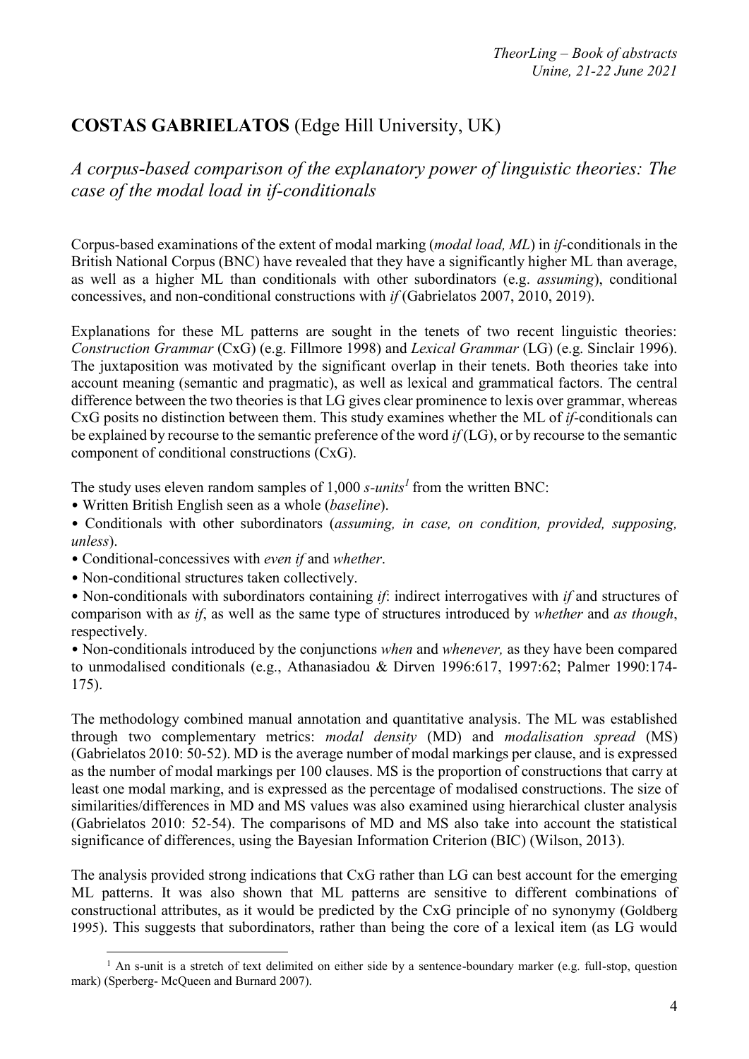## COSTAS GABRIELATOS (Edge Hill University, UK)

### *A corpus-based comparison of the explanatory power of linguistic theories: The case of the modal load in if-conditionals*

Corpus-based examinations of the extent of modal marking (*modal load, ML*) in *if*-conditionals in the British National Corpus (BNC) have revealed that they have a significantly higher ML than average, as well as a higher ML than conditionals with other subordinators (e.g. *assuming*), conditional concessives, and non-conditional constructions with *if* (Gabrielatos 2007, 2010, 2019).

Explanations for these ML patterns are sought in the tenets of two recent linguistic theories: *Construction Grammar* (CxG) (e.g. Fillmore 1998) and *Lexical Grammar* (LG) (e.g. Sinclair 1996). The juxtaposition was motivated by the significant overlap in their tenets. Both theories take into account meaning (semantic and pragmatic), as well as lexical and grammatical factors. The central difference between the two theories is that LG gives clear prominence to lexis over grammar, whereas CxG posits no distinction between them. This study examines whether the ML of *if*-conditionals can be explained by recourse to the semantic preference of the word *if* (LG), or by recourse to the semantic component of conditional constructions (CxG).

The study uses eleven random samples of 1,000 *s-units*[1] from the written BNC:

- Written British English seen as a whole (*baseline*).
- Conditionals with other subordinators (*assuming, in case, on condition, provided, supposing, unless*).
- Conditional-concessives with *even if* and *whether*.
- Non-conditional structures taken collectively.
- Non-conditionals with subordinators containing *if*: indirect interrogatives with *if* and structures of comparison with a*s if*, as well as the same type of structures introduced by *whether* and *as though*, respectively.
- Non-conditionals introduced by the conjunctions *when* and *whenever,* as they have been compared to unmodalised conditionals (e.g., Athanasiadou & Dirven 1996:617, 1997:62; Palmer 1990:174-175).

The methodology combined manual annotation and quantitative analysis. The ML was established through two complementary metrics: *modal density* (MD) and *modalisation spread* (MS) (Gabrielatos 2010: 50-52). MD is the average number of modal markings per clause, and is expressed as the number of modal markings per 100 clauses. MS is the proportion of constructions that carry at least one modal marking, and is expressed as the percentage of modalised constructions. The size of similarities/differences in MD and MS values was also examined using hierarchical cluster analysis (Gabrielatos 2010: 52-54). The comparisons of MD and MS also take into account the statistical significance of differences, using the Bayesian Information Criterion (BIC) (Wilson, 2013).

The analysis provided strong indications that CxG rather than LG can best account for the emerging ML patterns. It was also shown that ML patterns are sensitive to different combinations of constructional attributes, as it would be predicted by the CxG principle of no synonymy (Goldberg 1995). This suggests that subordinators, rather than being the core of a lexical item (as LG would

---

[1] An s-unit is a stretch of text delimited on either side by a sentence-boundary marker (e.g. full-stop, question mark) (Sperberg- McQueen and Burnard 2007).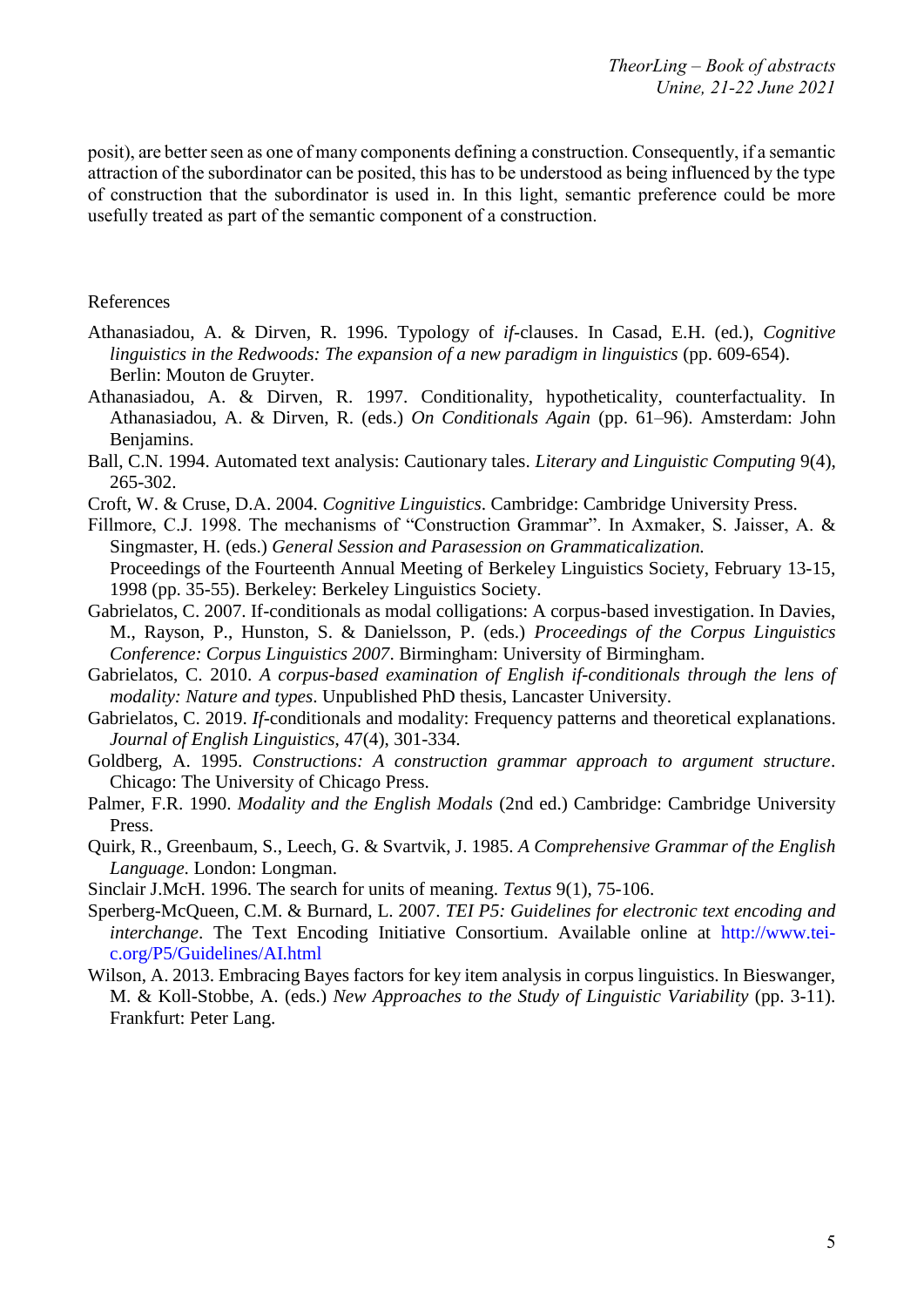posit), are better seen as one of many components defining a construction. Consequently, if a semantic attraction of the subordinator can be posited, this has to be understood as being influenced by the type of construction that the subordinator is used in. In this light, semantic preference could be more usefully treated as part of the semantic component of a construction.

References

Athanasiadou, A. & Dirven, R. 1996. Typology of *if*-clauses. In Casad, E.H. (ed.), *Cognitive linguistics in the Redwoods: The expansion of a new paradigm in linguistics* (pp. 609-654). Berlin: Mouton de Gruyter.

Athanasiadou, A. & Dirven, R. 1997. Conditionality, hypotheticality, counterfactuality. In Athanasiadou, A. & Dirven, R. (eds.) *On Conditionals Again* (pp. 61–96). Amsterdam: John Benjamins.

Ball, C.N. 1994. Automated text analysis: Cautionary tales. *Literary and Linguistic Computing* 9(4), 265-302.

Croft, W. & Cruse, D.A. 2004. *Cognitive Linguistics*. Cambridge: Cambridge University Press.

Fillmore, C.J. 1998. The mechanisms of "Construction Grammar". In Axmaker, S. Jaisser, A. & Singmaster, H. (eds.) *General Session and Parasession on Grammaticalization.* Proceedings of the Fourteenth Annual Meeting of Berkeley Linguistics Society, February 13-15, 1998 (pp. 35-55). Berkeley: Berkeley Linguistics Society.

Gabrielatos, C. 2007. If-conditionals as modal colligations: A corpus-based investigation. In Davies, M., Rayson, P., Hunston, S. & Danielsson, P. (eds.) *Proceedings of the Corpus Linguistics Conference: Corpus Linguistics 2007*. Birmingham: University of Birmingham.

Gabrielatos, C. 2010. *A corpus-based examination of English if-conditionals through the lens of modality: Nature and types*. Unpublished PhD thesis, Lancaster University.

Gabrielatos, C. 2019. *If*-conditionals and modality: Frequency patterns and theoretical explanations. *Journal of English Linguistics*, 47(4), 301-334.

Goldberg, A. 1995. *Constructions: A construction grammar approach to argument structure*. Chicago: The University of Chicago Press.

Palmer, F.R. 1990. *Modality and the English Modals* (2nd ed.) Cambridge: Cambridge University Press.

Quirk, R., Greenbaum, S., Leech, G. & Svartvik, J. 1985. *A Comprehensive Grammar of the English Language*. London: Longman.

Sinclair J.McH. 1996. The search for units of meaning. *Textus* 9(1), 75-106.

Sperberg-McQueen, C.M. & Burnard, L. 2007. *TEI P5: Guidelines for electronic text encoding and interchange*. The Text Encoding Initiative Consortium. Available online at http://www.tei-c.org/P5/Guidelines/AI.html

Wilson, A. 2013. Embracing Bayes factors for key item analysis in corpus linguistics. In Bieswanger, M. & Koll-Stobbe, A. (eds.) *New Approaches to the Study of Linguistic Variability* (pp. 3-11). Frankfurt: Peter Lang.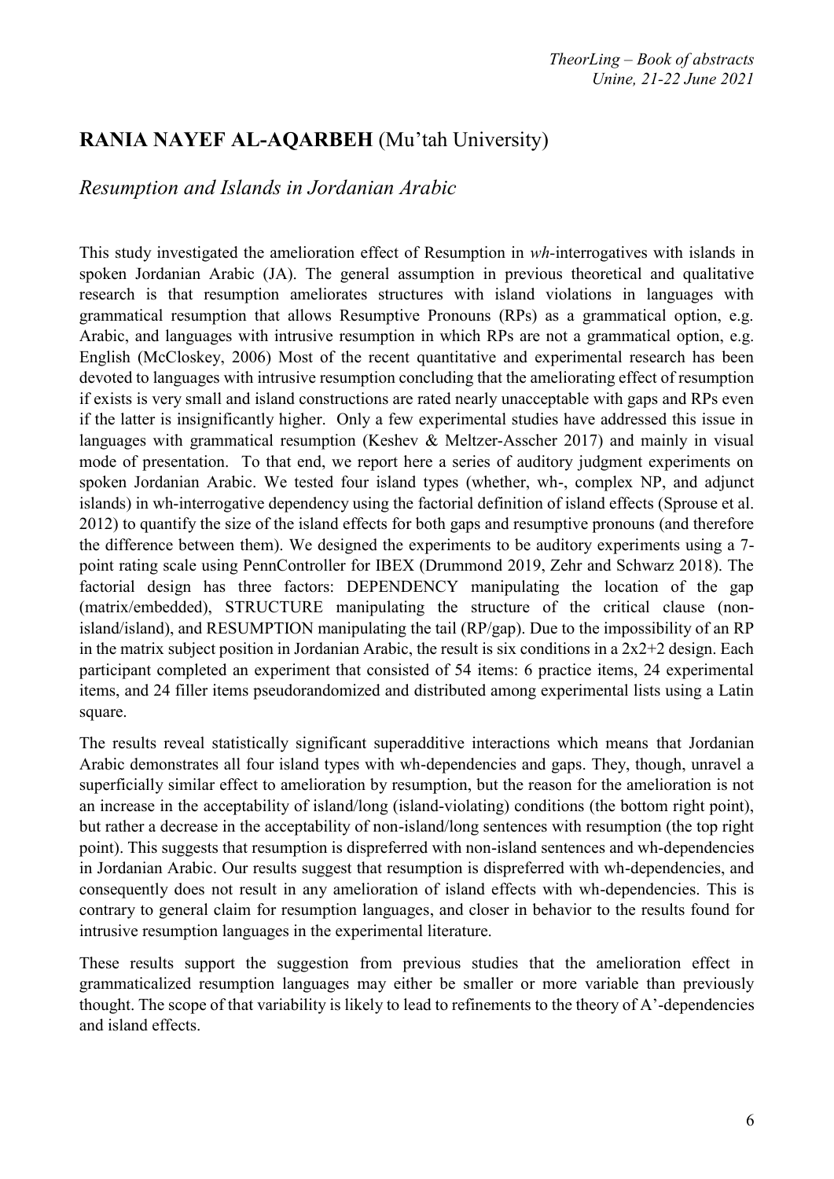## RANIA NAYEF AL-AQARBEH (Mu'tah University)

### *Resumption and Islands in Jordanian Arabic*

This study investigated the amelioration effect of Resumption in *wh*-interrogatives with islands in spoken Jordanian Arabic (JA). The general assumption in previous theoretical and qualitative research is that resumption ameliorates structures with island violations in languages with grammatical resumption that allows Resumptive Pronouns (RPs) as a grammatical option, e.g. Arabic, and languages with intrusive resumption in which RPs are not a grammatical option, e.g. English (McCloskey, 2006) Most of the recent quantitative and experimental research has been devoted to languages with intrusive resumption concluding that the ameliorating effect of resumption if exists is very small and island constructions are rated nearly unacceptable with gaps and RPs even if the latter is insignificantly higher. Only a few experimental studies have addressed this issue in languages with grammatical resumption (Keshev & Meltzer-Asscher 2017) and mainly in visual mode of presentation. To that end, we report here a series of auditory judgment experiments on spoken Jordanian Arabic. We tested four island types (whether, wh-, complex NP, and adjunct islands) in wh-interrogative dependency using the factorial definition of island effects (Sprouse et al. 2012) to quantify the size of the island effects for both gaps and resumptive pronouns (and therefore the difference between them). We designed the experiments to be auditory experiments using a 7-point rating scale using PennController for IBEX (Drummond 2019, Zehr and Schwarz 2018). The factorial design has three factors: DEPENDENCY manipulating the location of the gap (matrix/embedded), STRUCTURE manipulating the structure of the critical clause (non-island/island), and RESUMPTION manipulating the tail (RP/gap). Due to the impossibility of an RP in the matrix subject position in Jordanian Arabic, the result is six conditions in a 2x2+2 design. Each participant completed an experiment that consisted of 54 items: 6 practice items, 24 experimental items, and 24 filler items pseudorandomized and distributed among experimental lists using a Latin square.

The results reveal statistically significant superadditive interactions which means that Jordanian Arabic demonstrates all four island types with wh-dependencies and gaps. They, though, unravel a superficially similar effect to amelioration by resumption, but the reason for the amelioration is not an increase in the acceptability of island/long (island-violating) conditions (the bottom right point), but rather a decrease in the acceptability of non-island/long sentences with resumption (the top right point). This suggests that resumption is dispreferred with non-island sentences and wh-dependencies in Jordanian Arabic. Our results suggest that resumption is dispreferred with wh-dependencies, and consequently does not result in any amelioration of island effects with wh-dependencies. This is contrary to general claim for resumption languages, and closer in behavior to the results found for intrusive resumption languages in the experimental literature.

These results support the suggestion from previous studies that the amelioration effect in grammaticalized resumption languages may either be smaller or more variable than previously thought. The scope of that variability is likely to lead to refinements to the theory of A'-dependencies and island effects.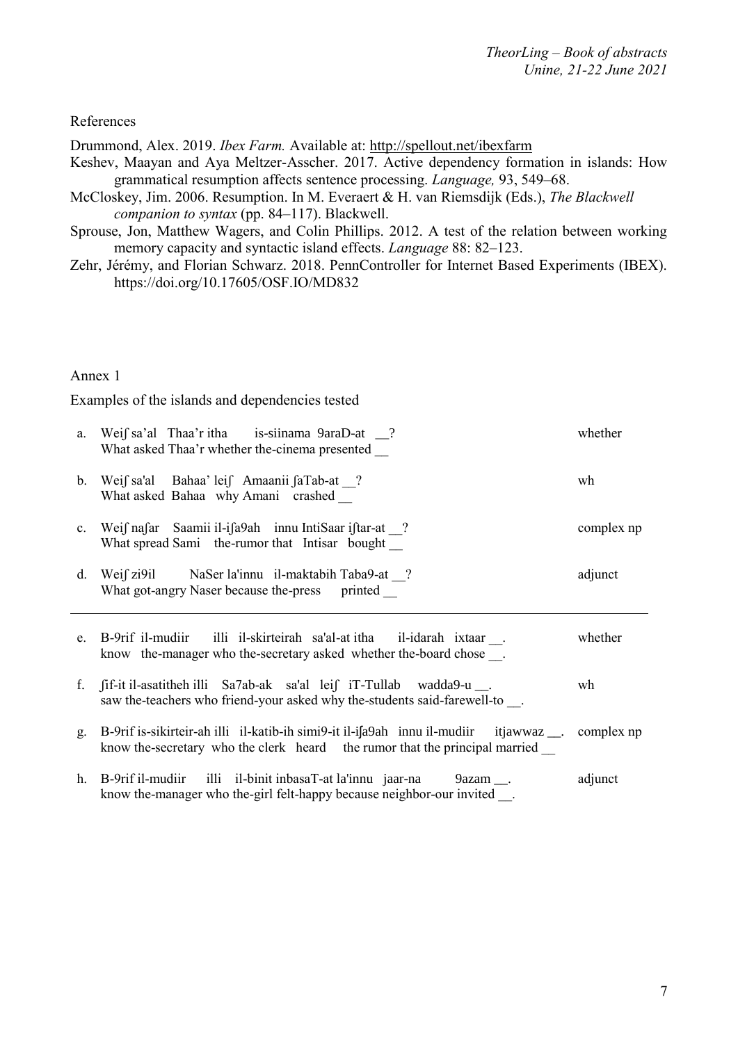References

Drummond, Alex. 2019. *Ibex Farm.* Available at: http://spellout.net/ibexfarm

Keshev, Maayan and Aya Meltzer-Asscher. 2017. Active dependency formation in islands: How grammatical resumption affects sentence processing. *Language,* 93, 549–68.

McCloskey, Jim. 2006. Resumption. In M. Everaert & H. van Riemsdijk (Eds.), *The Blackwell companion to syntax* (pp. 84–117). Blackwell.

Sprouse, Jon, Matthew Wagers, and Colin Phillips. 2012. A test of the relation between working memory capacity and syntactic island effects. *Language* 88: 82–123.

Zehr, Jérémy, and Florian Schwarz. 2018. PennController for Internet Based Experiments (IBEX). https://doi.org/10.17605/OSF.IO/MD832

Annex 1

Examples of the islands and dependencies tested

| | | |
|---|---|---|
| a. | Weiʃ sa'al Thaa'r itha is-siinama 9araD-at __?<br>What asked Thaa'r whether the-cinema presented __ | whether |
| b. | Weiʃ sa'al Bahaa' leiʃ Amaanii ʃaTab-at __?<br>What asked Bahaa why Amani crashed __ | wh |
| c. | Weiʃ naʃar Saamii il-iʃa9ah innu IntiSaar iʃtar-at __?<br>What spread Sami the-rumor that Intisar bought __ | complex np |
| d. | Weiʃ zi9il NaSer la'innu il-maktabih Taba9-at __?<br>What got-angry Naser because the-press printed __ | adjunct |
| e. | B-9rif il-mudiir illi il-skirteirah sa'al-at itha il-idarah ixtaar __.<br>know the-manager who the-secretary asked whether the-board chose __. | whether |
| f. | ʃif-it il-asatitheh illi Sa7ab-ak sa'al leiʃ iT-Tullab wadda9-u __.<br>saw the-teachers who friend-your asked why the-students said-farewell-to __. | wh |
| g. | B-9rif is-sikirteir-ah illi il-katib-ih simi9-it il-iʃa9ah innu il-mudiir itjawwaz __.<br>know the-secretary who the clerk heard the rumor that the principal married __ | complex np |
| h. | B-9rif il-mudiir illi il-binit inbasaT-at la'innu jaar-na 9azam __.<br>know the-manager who the-girl felt-happy because neighbor-our invited __. | adjunct |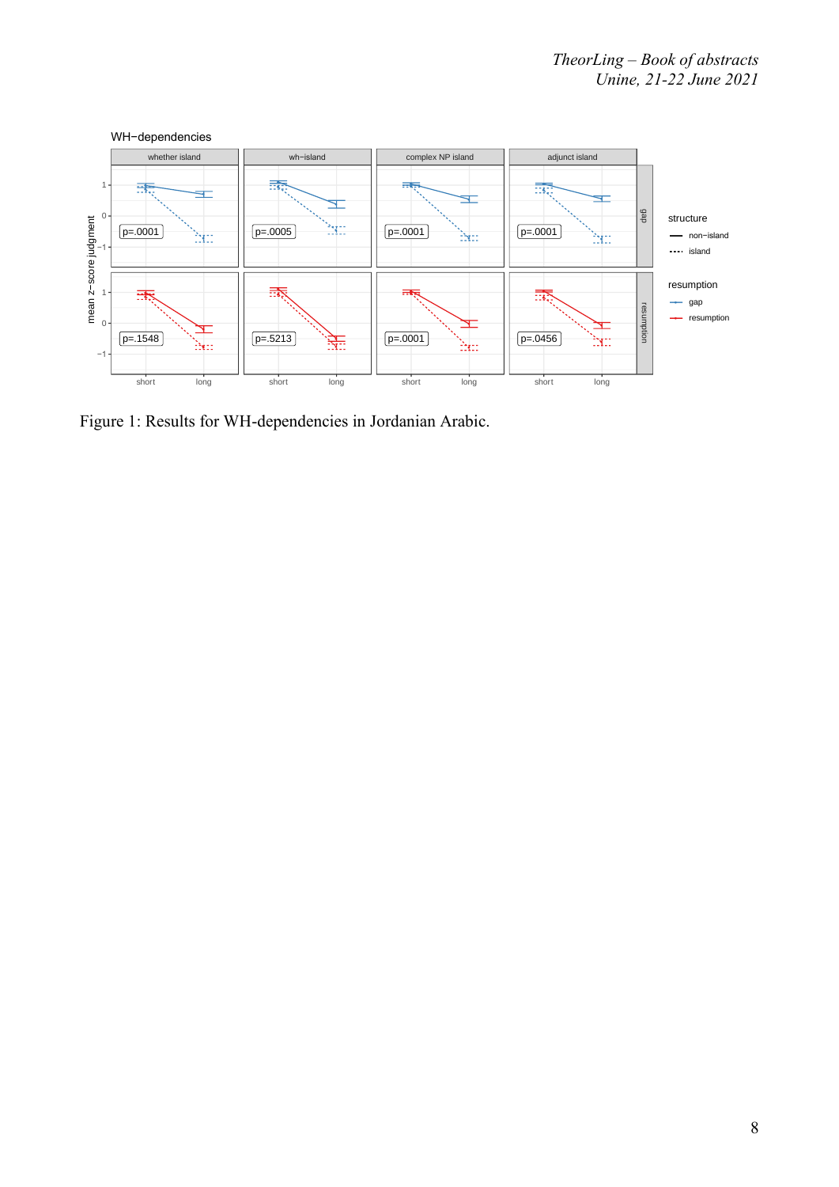Figure 1: Results for WH-dependencies in Jordanian Arabic.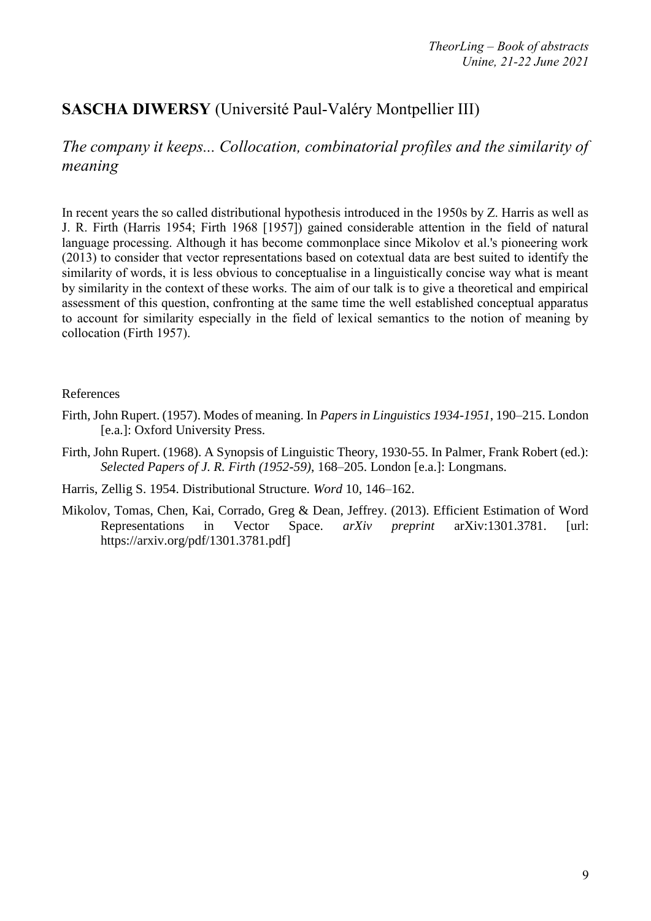## **SASCHA DIWERSY** (Université Paul-Valéry Montpellier III)

### *The company it keeps... Collocation, combinatorial profiles and the similarity of meaning*

In recent years the so called distributional hypothesis introduced in the 1950s by Z. Harris as well as J. R. Firth (Harris 1954; Firth 1968 [1957]) gained considerable attention in the field of natural language processing. Although it has become commonplace since Mikolov et al.'s pioneering work (2013) to consider that vector representations based on cotextual data are best suited to identify the similarity of words, it is less obvious to conceptualise in a linguistically concise way what is meant by similarity in the context of these works. The aim of our talk is to give a theoretical and empirical assessment of this question, confronting at the same time the well established conceptual apparatus to account for similarity especially in the field of lexical semantics to the notion of meaning by collocation (Firth 1957).

References

Firth, John Rupert. (1957). Modes of meaning. In *Papers in Linguistics 1934-1951*, 190–215. London [e.a.]: Oxford University Press.

Firth, John Rupert. (1968). A Synopsis of Linguistic Theory, 1930-55. In Palmer, Frank Robert (ed.): *Selected Papers of J. R. Firth (1952-59)*, 168–205. London [e.a.]: Longmans.

Harris, Zellig S. 1954. Distributional Structure. *Word* 10, 146–162.

Mikolov, Tomas, Chen, Kai, Corrado, Greg & Dean, Jeffrey. (2013). Efficient Estimation of Word Representations in Vector Space. *arXiv preprint* arXiv:1301.3781. [url: https://arxiv.org/pdf/1301.3781.pdf]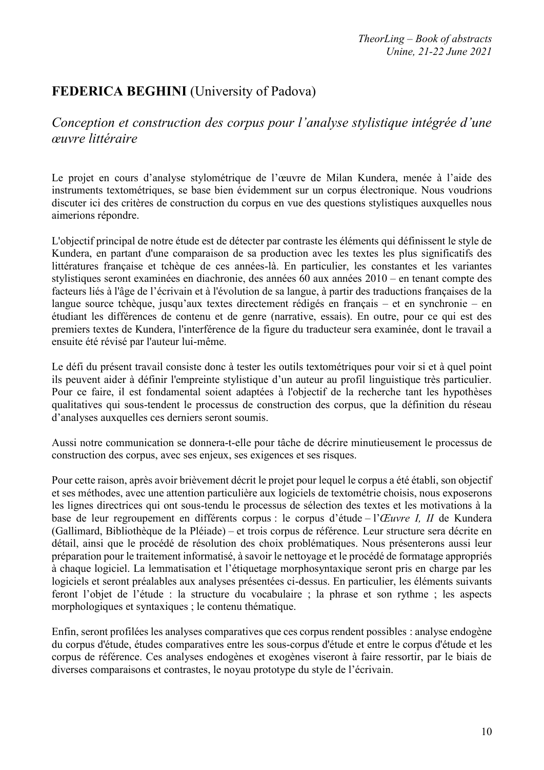## FEDERICA BEGHINI (University of Padova)

### *Conception et construction des corpus pour l'analyse stylistique intégrée d'une œuvre littéraire*

Le projet en cours d'analyse stylométrique de l'œuvre de Milan Kundera, menée à l'aide des instruments textométriques, se base bien évidemment sur un corpus électronique. Nous voudrions discuter ici des critères de construction du corpus en vue des questions stylistiques auxquelles nous aimerions répondre.

L'objectif principal de notre étude est de détecter par contraste les éléments qui définissent le style de Kundera, en partant d'une comparaison de sa production avec les textes les plus significatifs des littératures française et tchèque de ces années-là. En particulier, les constantes et les variantes stylistiques seront examinées en diachronie, des années 60 aux années 2010 – en tenant compte des facteurs liés à l'âge de l'écrivain et à l'évolution de sa langue, à partir des traductions françaises de la langue source tchèque, jusqu'aux textes directement rédigés en français – et en synchronie – en étudiant les différences de contenu et de genre (narrative, essais). En outre, pour ce qui est des premiers textes de Kundera, l'interférence de la figure du traducteur sera examinée, dont le travail a ensuite été révisé par l'auteur lui-même.

Le défi du présent travail consiste donc à tester les outils textométriques pour voir si et à quel point ils peuvent aider à définir l'empreinte stylistique d'un auteur au profil linguistique très particulier. Pour ce faire, il est fondamental soient adaptées à l'objectif de la recherche tant les hypothèses qualitatives qui sous-tendent le processus de construction des corpus, que la définition du réseau d'analyses auxquelles ces derniers seront soumis.

Aussi notre communication se donnera-t-elle pour tâche de décrire minutieusement le processus de construction des corpus, avec ses enjeux, ses exigences et ses risques.

Pour cette raison, après avoir brièvement décrit le projet pour lequel le corpus a été établi, son objectif et ses méthodes, avec une attention particulière aux logiciels de textométrie choisis, nous exposerons les lignes directrices qui ont sous-tendu le processus de sélection des textes et les motivations à la base de leur regroupement en différents corpus : le corpus d'étude – l'*Œuvre I, II* de Kundera (Gallimard, Bibliothèque de la Pléiade) – et trois corpus de référence. Leur structure sera décrite en détail, ainsi que le procédé de résolution des choix problématiques. Nous présenterons aussi leur préparation pour le traitement informatisé, à savoir le nettoyage et le procédé de formatage appropriés à chaque logiciel. La lemmatisation et l'étiquetage morphosyntaxique seront pris en charge par les logiciels et seront préalables aux analyses présentées ci-dessus. En particulier, les éléments suivants feront l'objet de l'étude : la structure du vocabulaire ; la phrase et son rythme ; les aspects morphologiques et syntaxiques ; le contenu thématique.

Enfin, seront profilées les analyses comparatives que ces corpus rendent possibles : analyse endogène du corpus d'étude, études comparatives entre les sous-corpus d'étude et entre le corpus d'étude et les corpus de référence. Ces analyses endogènes et exogènes viseront à faire ressortir, par le biais de diverses comparaisons et contrastes, le noyau prototype du style de l'écrivain.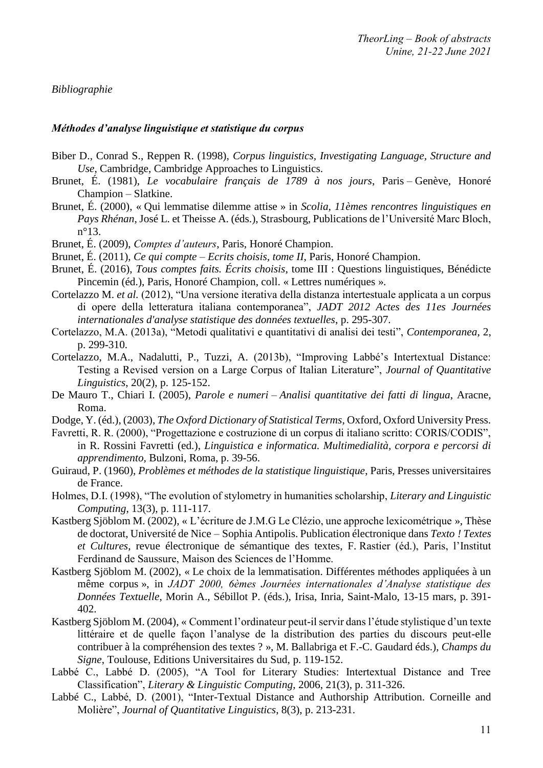*Bibliographie*

### *Méthodes d'analyse linguistique et statistique du corpus*

Biber D., Conrad S., Reppen R. (1998), *Corpus linguistics, Investigating Language, Structure and Use*, Cambridge, Cambridge Approaches to Linguistics.

Brunet, É. (1981), *Le vocabulaire français de 1789 à nos jours*, Paris – Genève, Honoré Champion – Slatkine.

Brunet, É. (2000), « Qui lemmatise dilemme attise » in *Scolia, 11èmes rencontres linguistiques en Pays Rhénan*, José L. et Theisse A. (éds.), Strasbourg, Publications de l'Université Marc Bloch, n°13.

Brunet, É. (2009), *Comptes d'auteurs*, Paris, Honoré Champion.

Brunet, É. (2011), *Ce qui compte – Ecrits choisis, tome II*, Paris, Honoré Champion.

Brunet, É. (2016), *Tous comptes faits. Écrits choisis*, tome III : Questions linguistiques, Bénédicte Pincemin (éd.), Paris, Honoré Champion, coll. « Lettres numériques ».

Cortelazzo M. *et al.* (2012), "Una versione iterativa della distanza intertestuale applicata a un corpus di opere della letteratura italiana contemporanea", *JADT 2012 Actes des 11es Journées internationales d'analyse statistique des données textuelles*, p. 295-307.

Cortelazzo, M.A. (2013a), "Metodi qualitativi e quantitativi di analisi dei testi", *Contemporanea*, 2, p. 299-310.

Cortelazzo, M.A., Nadalutti, P., Tuzzi, A. (2013b), "Improving Labbé's Intertextual Distance: Testing a Revised version on a Large Corpus of Italian Literature", *Journal of Quantitative Linguistics*, 20(2), p. 125-152.

De Mauro T., Chiari I. (2005), *Parole e numeri – Analisi quantitative dei fatti di lingua*, Aracne, Roma.

Dodge, Y. (éd.), (2003), *The Oxford Dictionary of Statistical Terms*, Oxford, Oxford University Press.

Favretti, R. R. (2000), "Progettazione e costruzione di un corpus di italiano scritto: CORIS/CODIS", in R. Rossini Favretti (ed.), *Linguistica e informatica. Multimedialità, corpora e percorsi di apprendimento*, Bulzoni, Roma, p. 39-56.

Guiraud, P. (1960), *Problèmes et méthodes de la statistique linguistique*, Paris, Presses universitaires de France.

Holmes, D.I. (1998), "The evolution of stylometry in humanities scholarship, *Literary and Linguistic Computing*, 13(3), p. 111-117.

Kastberg Sjöblom M. (2002), « L'écriture de J.M.G Le Clézio, une approche lexicométrique », Thèse de doctorat, Université de Nice – Sophia Antipolis. Publication électronique dans *Texto ! Textes et Cultures*, revue électronique de sémantique des textes, F. Rastier (éd.), Paris, l'Institut Ferdinand de Saussure, Maison des Sciences de l'Homme.

Kastberg Sjöblom M. (2002), « Le choix de la lemmatisation. Différentes méthodes appliquées à un même corpus », in *JADT 2000, 6èmes Journées internationales d'Analyse statistique des Données Textuelle*, Morin A., Sébillot P. (éds.), Irisa, Inria, Saint-Malo, 13-15 mars, p. 391-402.

Kastberg Sjöblom M. (2004), « Comment l'ordinateur peut-il servir dans l'étude stylistique d'un texte littéraire et de quelle façon l'analyse de la distribution des parties du discours peut-elle contribuer à la compréhension des textes ? », M. Ballabriga et F.-C. Gaudard éds.), *Champs du Signe*, Toulouse, Editions Universitaires du Sud, p. 119-152.

Labbé C., Labbé D. (2005), "A Tool for Literary Studies: Intertextual Distance and Tree Classification", *Literary & Linguistic Computing*, 2006, 21(3), p. 311-326.

Labbé C., Labbé, D. (2001), "Inter-Textual Distance and Authorship Attribution. Corneille and Molière", *Journal of Quantitative Linguistics*, 8(3), p. 213-231.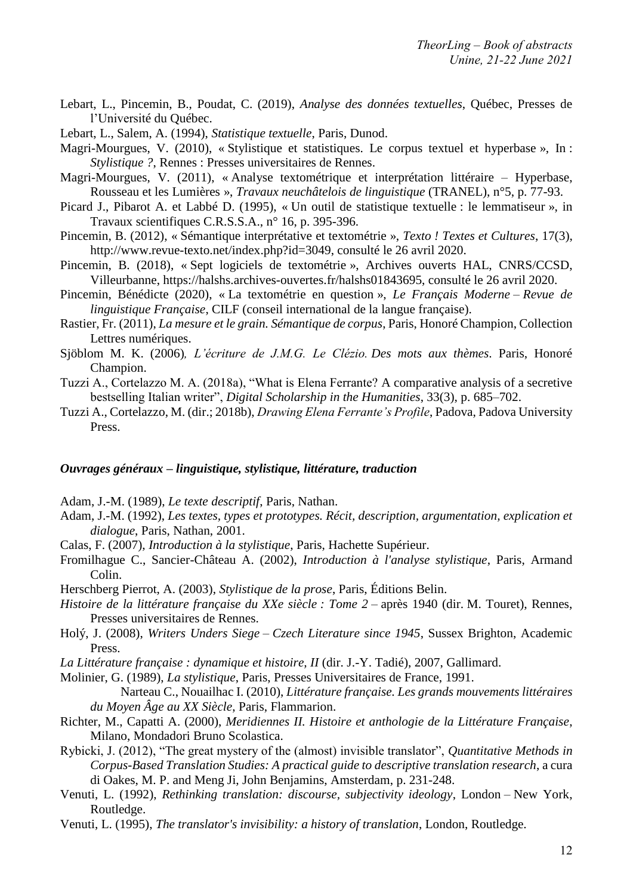Lebart, L., Pincemin, B., Poudat, C. (2019), *Analyse des données textuelles*, Québec, Presses de l'Université du Québec.

Lebart, L., Salem, A. (1994), *Statistique textuelle*, Paris, Dunod.

Magri-Mourgues, V. (2010), « Stylistique et statistiques. Le corpus textuel et hyperbase », In : *Stylistique ?*, Rennes : Presses universitaires de Rennes.

Magri-Mourgues, V. (2011), « Analyse textométrique et interprétation littéraire – Hyperbase, Rousseau et les Lumières », *Travaux neuchâtelois de linguistique* (TRANEL), n°5, p. 77-93.

Picard J., Pibarot A. et Labbé D. (1995), « Un outil de statistique textuelle : le lemmatiseur », in Travaux scientifiques C.R.S.S.A., n° 16, p. 395-396.

Pincemin, B. (2012), « Sémantique interprétative et textométrie », *Texto ! Textes et Cultures*, 17(3), http://www.revue-texto.net/index.php?id=3049, consulté le 26 avril 2020.

Pincemin, B. (2018), « Sept logiciels de textométrie », Archives ouverts HAL, CNRS/CCSD, Villeurbanne, https://halshs.archives-ouvertes.fr/halshs01843695, consulté le 26 avril 2020.

Pincemin, Bénédicte (2020), « La textométrie en question », *Le Français Moderne – Revue de linguistique Française*, CILF (conseil international de la langue française).

Rastier, Fr. (2011), *La mesure et le grain. Sémantique de corpus*, Paris, Honoré Champion, Collection Lettres numériques.

Sjöblom M. K. (2006), *L'écriture de J.M.G. Le Clézio. Des mots aux thèmes*. Paris, Honoré Champion.

Tuzzi A., Cortelazzo M. A. (2018a), "What is Elena Ferrante? A comparative analysis of a secretive bestselling Italian writer", *Digital Scholarship in the Humanities*, 33(3), p. 685–702.

Tuzzi A., Cortelazzo, M. (dir.; 2018b), *Drawing Elena Ferrante's Profile*, Padova, Padova University Press.

### *Ouvrages généraux – linguistique, stylistique, littérature, traduction*

Adam, J.-M. (1989), *Le texte descriptif*, Paris, Nathan.

Adam, J.-M. (1992), *Les textes, types et prototypes. Récit, description, argumentation, explication et dialogue*, Paris, Nathan, 2001.

Calas, F. (2007), *Introduction à la stylistique*, Paris, Hachette Supérieur.

Fromilhague C., Sancier-Château A. (2002), *Introduction à l'analyse stylistique*, Paris, Armand Colin.

Herschberg Pierrot, A. (2003), *Stylistique de la prose*, Paris, Éditions Belin.

*Histoire de la littérature française du XXe siècle : Tome 2* – après 1940 (dir. M. Touret), Rennes, Presses universitaires de Rennes.

Holý, J. (2008), *Writers Unders Siege – Czech Literature since 1945*, Sussex Brighton, Academic Press.

*La Littérature française : dynamique et histoire, II* (dir. J.-Y. Tadié), 2007, Gallimard.

Molinier, G. (1989), *La stylistique*, Paris, Presses Universitaires de France, 1991.

Narteau C., Nouailhac I. (2010), *Littérature française. Les grands mouvements littéraires du Moyen Âge au XX Siècle*, Paris, Flammarion.

Richter, M., Capatti A. (2000), *Meridiennes II. Histoire et anthologie de la Littérature Française*, Milano, Mondadori Bruno Scolastica.

Rybicki, J. (2012), "The great mystery of the (almost) invisible translator", *Quantitative Methods in Corpus-Based Translation Studies: A practical guide to descriptive translation research*, a cura di Oakes, M. P. and Meng Ji, John Benjamins, Amsterdam, p. 231-248.

Venuti, L. (1992), *Rethinking translation: discourse, subjectivity ideology*, London – New York, Routledge.

Venuti, L. (1995), *The translator's invisibility: a history of translation*, London, Routledge.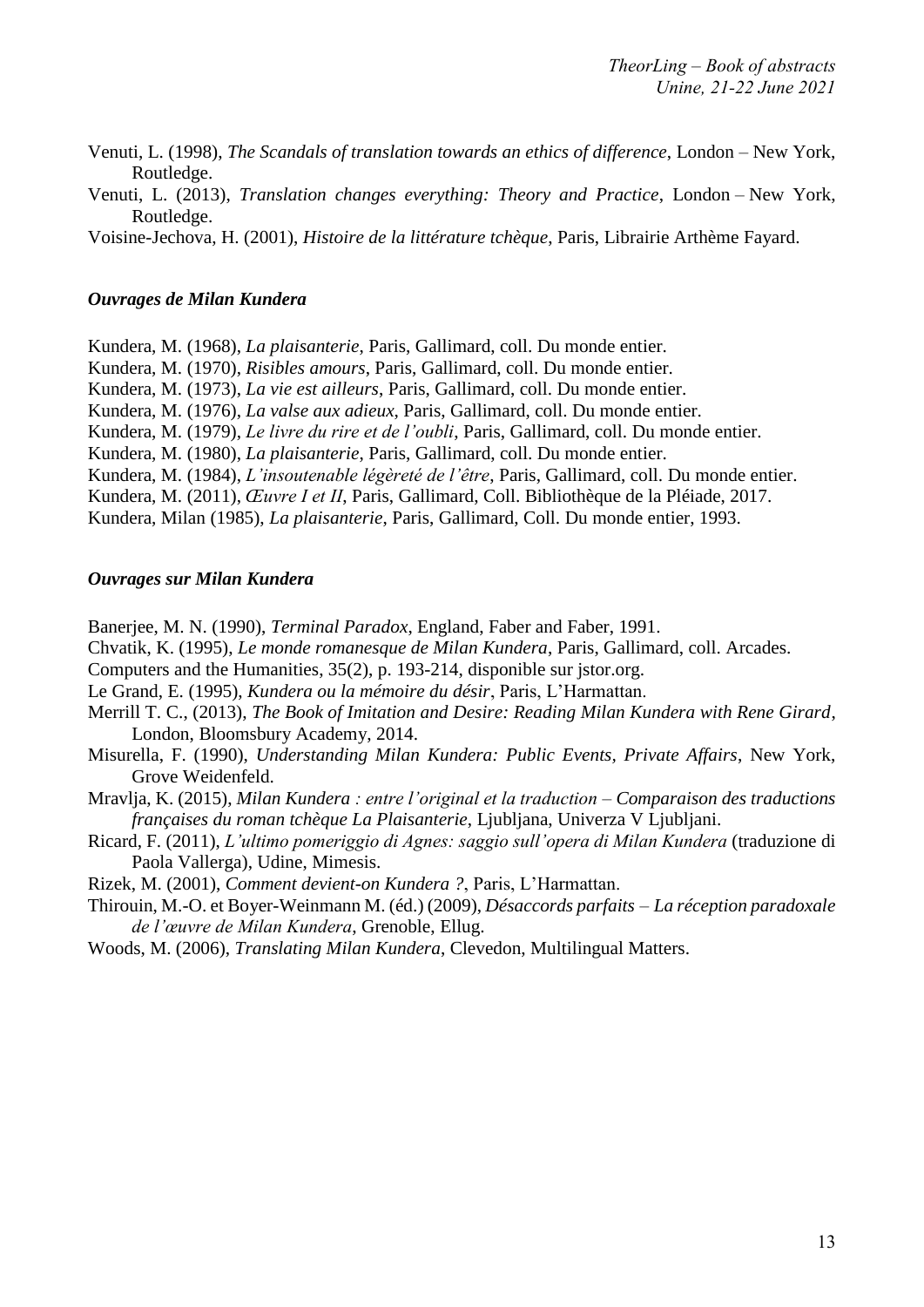Venuti, L. (1998), *The Scandals of translation towards an ethics of difference*, London – New York, Routledge.

Venuti, L. (2013), *Translation changes everything: Theory and Practice*, London – New York, Routledge.

Voisine-Jechova, H. (2001), *Histoire de la littérature tchèque*, Paris, Librairie Arthème Fayard.

### *Ouvrages de Milan Kundera*

Kundera, M. (1968), *La plaisanterie*, Paris, Gallimard, coll. Du monde entier.

Kundera, M. (1970), *Risibles amours*, Paris, Gallimard, coll. Du monde entier.

Kundera, M. (1973), *La vie est ailleurs*, Paris, Gallimard, coll. Du monde entier.

Kundera, M. (1976), *La valse aux adieux*, Paris, Gallimard, coll. Du monde entier.

Kundera, M. (1979), *Le livre du rire et de l'oubli*, Paris, Gallimard, coll. Du monde entier.

Kundera, M. (1980), *La plaisanterie*, Paris, Gallimard, coll. Du monde entier.

Kundera, M. (1984), *L'insoutenable légèreté de l'être*, Paris, Gallimard, coll. Du monde entier.

Kundera, M. (2011), *Œuvre I et II*, Paris, Gallimard, Coll. Bibliothèque de la Pléiade, 2017.

Kundera, Milan (1985), *La plaisanterie*, Paris, Gallimard, Coll. Du monde entier, 1993.

### *Ouvrages sur Milan Kundera*

Banerjee, M. N. (1990), *Terminal Paradox*, England, Faber and Faber, 1991.

Chvatik, K. (1995), *Le monde romanesque de Milan Kundera*, Paris, Gallimard, coll. Arcades.

Computers and the Humanities, 35(2), p. 193-214, disponible sur jstor.org.

Le Grand, E. (1995), *Kundera ou la mémoire du désir*, Paris, L'Harmattan.

Merrill T. C., (2013), *The Book of Imitation and Desire: Reading Milan Kundera with Rene Girard*, London, Bloomsbury Academy, 2014.

Misurella, F. (1990), *Understanding Milan Kundera: Public Events, Private Affairs*, New York, Grove Weidenfeld.

Mravlja, K. (2015), *Milan Kundera : entre l'original et la traduction – Comparaison des traductions françaises du roman tchèque La Plaisanterie*, Ljubljana, Univerza V Ljubljani.

Ricard, F. (2011), *L'ultimo pomeriggio di Agnes: saggio sull'opera di Milan Kundera* (traduzione di Paola Vallerga), Udine, Mimesis.

Rizek, M. (2001), *Comment devient-on Kundera ?*, Paris, L'Harmattan.

Thirouin, M.-O. et Boyer-Weinmann M. (éd.) (2009), *Désaccords parfaits – La réception paradoxale de l'œuvre de Milan Kundera*, Grenoble, Ellug.

Woods, M. (2006), *Translating Milan Kundera*, Clevedon, Multilingual Matters.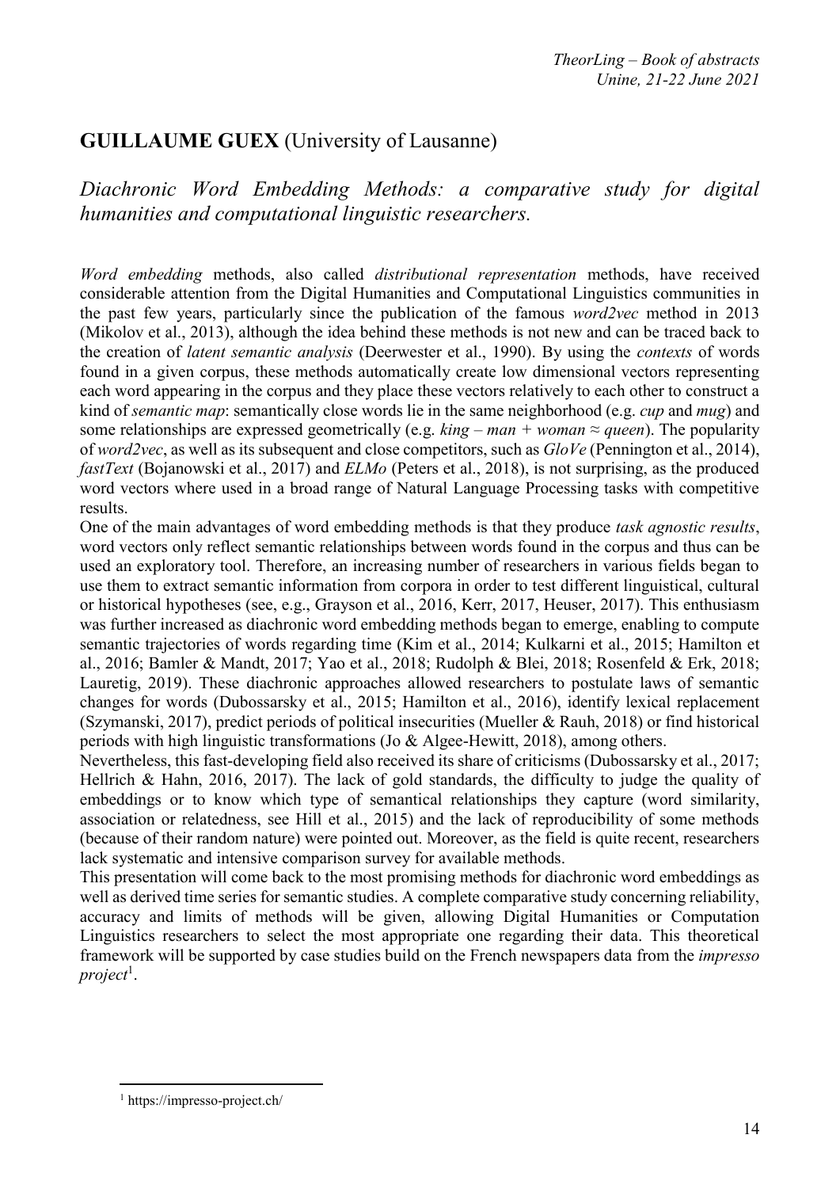## GUILLAUME GUEX (University of Lausanne)

### *Diachronic Word Embedding Methods: a comparative study for digital humanities and computational linguistic researchers.*

*Word embedding* methods, also called *distributional representation* methods, have received considerable attention from the Digital Humanities and Computational Linguistics communities in the past few years, particularly since the publication of the famous *word2vec* method in 2013 (Mikolov et al., 2013), although the idea behind these methods is not new and can be traced back to the creation of *latent semantic analysis* (Deerwester et al., 1990). By using the *contexts* of words found in a given corpus, these methods automatically create low dimensional vectors representing each word appearing in the corpus and they place these vectors relatively to each other to construct a kind of *semantic map*: semantically close words lie in the same neighborhood (e.g. *cup* and *mug*) and some relationships are expressed geometrically (e.g. *king – man + woman ≈ queen*). The popularity of *word2vec*, as well as its subsequent and close competitors, such as *GloVe* (Pennington et al., 2014), *fastText* (Bojanowski et al., 2017) and *ELMo* (Peters et al., 2018), is not surprising, as the produced word vectors where used in a broad range of Natural Language Processing tasks with competitive results.

One of the main advantages of word embedding methods is that they produce *task agnostic results*, word vectors only reflect semantic relationships between words found in the corpus and thus can be used an exploratory tool. Therefore, an increasing number of researchers in various fields began to use them to extract semantic information from corpora in order to test different linguistical, cultural or historical hypotheses (see, e.g., Grayson et al., 2016, Kerr, 2017, Heuser, 2017). This enthusiasm was further increased as diachronic word embedding methods began to emerge, enabling to compute semantic trajectories of words regarding time (Kim et al., 2014; Kulkarni et al., 2015; Hamilton et al., 2016; Bamler & Mandt, 2017; Yao et al., 2018; Rudolph & Blei, 2018; Rosenfeld & Erk, 2018; Lauretig, 2019). These diachronic approaches allowed researchers to postulate laws of semantic changes for words (Dubossarsky et al., 2015; Hamilton et al., 2016), identify lexical replacement (Szymanski, 2017), predict periods of political insecurities (Mueller & Rauh, 2018) or find historical periods with high linguistic transformations (Jo & Algee-Hewitt, 2018), among others.

Nevertheless, this fast-developing field also received its share of criticisms (Dubossarsky et al., 2017; Hellrich & Hahn, 2016, 2017). The lack of gold standards, the difficulty to judge the quality of embeddings or to know which type of semantical relationships they capture (word similarity, association or relatedness, see Hill et al., 2015) and the lack of reproducibility of some methods (because of their random nature) were pointed out. Moreover, as the field is quite recent, researchers lack systematic and intensive comparison survey for available methods.

This presentation will come back to the most promising methods for diachronic word embeddings as well as derived time series for semantic studies. A complete comparative study concerning reliability, accuracy and limits of methods will be given, allowing Digital Humanities or Computation Linguistics researchers to select the most appropriate one regarding their data. This theoretical framework will be supported by case studies build on the French newspapers data from the *impresso project*[1].

[1] https://impresso-project.ch/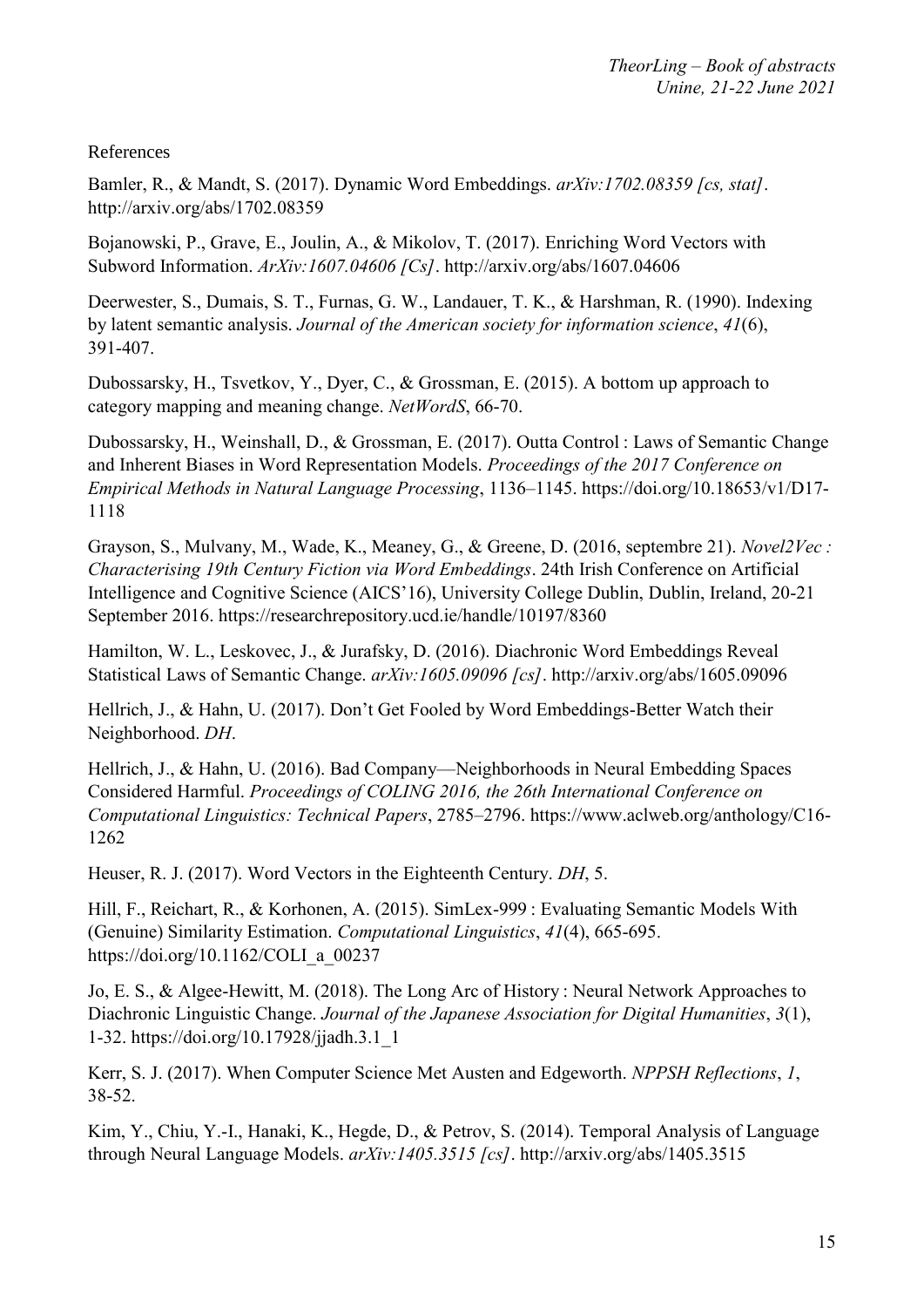References

Bamler, R., & Mandt, S. (2017). Dynamic Word Embeddings. *arXiv:1702.08359 [cs, stat]*. http://arxiv.org/abs/1702.08359

Bojanowski, P., Grave, E., Joulin, A., & Mikolov, T. (2017). Enriching Word Vectors with Subword Information. *ArXiv:1607.04606 [Cs]*. http://arxiv.org/abs/1607.04606

Deerwester, S., Dumais, S. T., Furnas, G. W., Landauer, T. K., & Harshman, R. (1990). Indexing by latent semantic analysis. *Journal of the American society for information science*, *41*(6), 391-407.

Dubossarsky, H., Tsvetkov, Y., Dyer, C., & Grossman, E. (2015). A bottom up approach to category mapping and meaning change. *NetWordS*, 66-70.

Dubossarsky, H., Weinshall, D., & Grossman, E. (2017). Outta Control : Laws of Semantic Change and Inherent Biases in Word Representation Models. *Proceedings of the 2017 Conference on Empirical Methods in Natural Language Processing*, 1136–1145. https://doi.org/10.18653/v1/D17-1118

Grayson, S., Mulvany, M., Wade, K., Meaney, G., & Greene, D. (2016, septembre 21). *Novel2Vec : Characterising 19th Century Fiction via Word Embeddings*. 24th Irish Conference on Artificial Intelligence and Cognitive Science (AICS'16), University College Dublin, Dublin, Ireland, 20-21 September 2016. https://researchrepository.ucd.ie/handle/10197/8360

Hamilton, W. L., Leskovec, J., & Jurafsky, D. (2016). Diachronic Word Embeddings Reveal Statistical Laws of Semantic Change. *arXiv:1605.09096 [cs]*. http://arxiv.org/abs/1605.09096

Hellrich, J., & Hahn, U. (2017). Don't Get Fooled by Word Embeddings-Better Watch their Neighborhood. *DH*.

Hellrich, J., & Hahn, U. (2016). Bad Company—Neighborhoods in Neural Embedding Spaces Considered Harmful. *Proceedings of COLING 2016, the 26th International Conference on Computational Linguistics: Technical Papers*, 2785–2796. https://www.aclweb.org/anthology/C16-1262

Heuser, R. J. (2017). Word Vectors in the Eighteenth Century. *DH*, 5.

Hill, F., Reichart, R., & Korhonen, A. (2015). SimLex-999 : Evaluating Semantic Models With (Genuine) Similarity Estimation. *Computational Linguistics*, *41*(4), 665-695. https://doi.org/10.1162/COLI_a_00237

Jo, E. S., & Algee-Hewitt, M. (2018). The Long Arc of History : Neural Network Approaches to Diachronic Linguistic Change. *Journal of the Japanese Association for Digital Humanities*, *3*(1), 1-32. https://doi.org/10.17928/jjadh.3.1_1

Kerr, S. J. (2017). When Computer Science Met Austen and Edgeworth. *NPPSH Reflections*, *1*, 38-52.

Kim, Y., Chiu, Y.-I., Hanaki, K., Hegde, D., & Petrov, S. (2014). Temporal Analysis of Language through Neural Language Models. *arXiv:1405.3515 [cs]*. http://arxiv.org/abs/1405.3515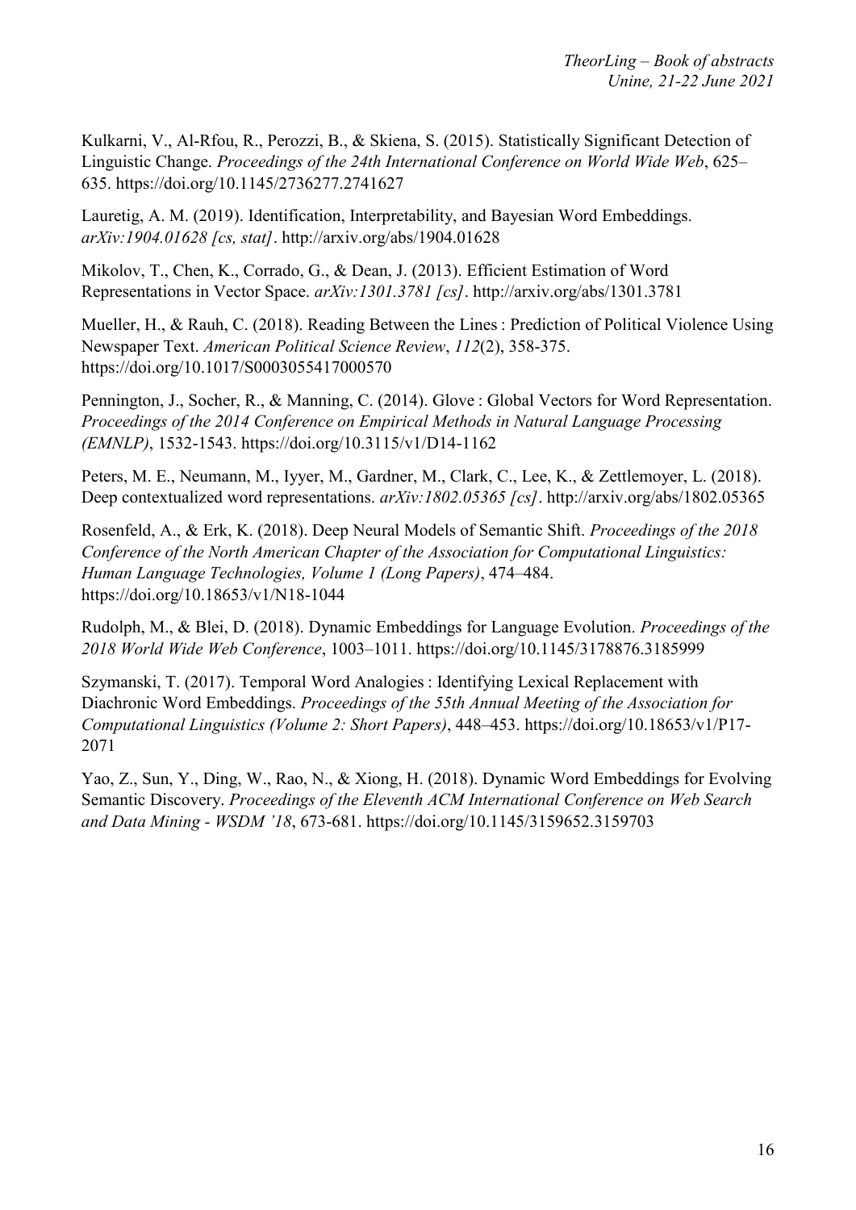Kulkarni, V., Al-Rfou, R., Perozzi, B., & Skiena, S. (2015). Statistically Significant Detection of Linguistic Change. *Proceedings of the 24th International Conference on World Wide Web*, 625–635. https://doi.org/10.1145/2736277.2741627

Lauretig, A. M. (2019). Identification, Interpretability, and Bayesian Word Embeddings. *arXiv:1904.01628 [cs, stat]*. http://arxiv.org/abs/1904.01628

Mikolov, T., Chen, K., Corrado, G., & Dean, J. (2013). Efficient Estimation of Word Representations in Vector Space. *arXiv:1301.3781 [cs]*. http://arxiv.org/abs/1301.3781

Mueller, H., & Rauh, C. (2018). Reading Between the Lines : Prediction of Political Violence Using Newspaper Text. *American Political Science Review*, *112*(2), 358-375. https://doi.org/10.1017/S0003055417000570

Pennington, J., Socher, R., & Manning, C. (2014). Glove : Global Vectors for Word Representation. *Proceedings of the 2014 Conference on Empirical Methods in Natural Language Processing (EMNLP)*, 1532-1543. https://doi.org/10.3115/v1/D14-1162

Peters, M. E., Neumann, M., Iyyer, M., Gardner, M., Clark, C., Lee, K., & Zettlemoyer, L. (2018). Deep contextualized word representations. *arXiv:1802.05365 [cs]*. http://arxiv.org/abs/1802.05365

Rosenfeld, A., & Erk, K. (2018). Deep Neural Models of Semantic Shift. *Proceedings of the 2018 Conference of the North American Chapter of the Association for Computational Linguistics: Human Language Technologies, Volume 1 (Long Papers)*, 474–484. https://doi.org/10.18653/v1/N18-1044

Rudolph, M., & Blei, D. (2018). Dynamic Embeddings for Language Evolution. *Proceedings of the 2018 World Wide Web Conference*, 1003–1011. https://doi.org/10.1145/3178876.3185999

Szymanski, T. (2017). Temporal Word Analogies : Identifying Lexical Replacement with Diachronic Word Embeddings. *Proceedings of the 55th Annual Meeting of the Association for Computational Linguistics (Volume 2: Short Papers)*, 448–453. https://doi.org/10.18653/v1/P17-2071

Yao, Z., Sun, Y., Ding, W., Rao, N., & Xiong, H. (2018). Dynamic Word Embeddings for Evolving Semantic Discovery. *Proceedings of the Eleventh ACM International Conference on Web Search and Data Mining - WSDM '18*, 673-681. https://doi.org/10.1145/3159652.3159703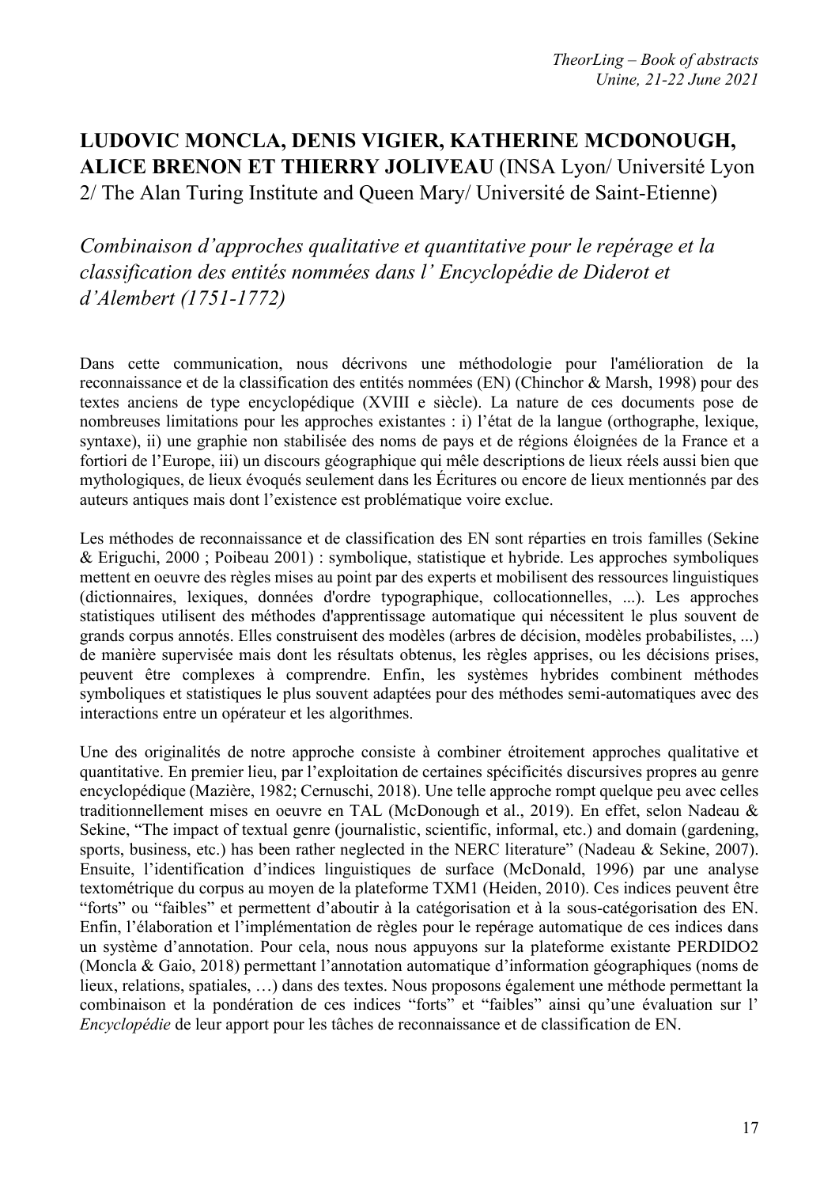## LUDOVIC MONCLA, DENIS VIGIER, KATHERINE MCDONOUGH, ALICE BRENON ET THIERRY JOLIVEAU (INSA Lyon/ Université Lyon 2/ The Alan Turing Institute and Queen Mary/ Université de Saint-Etienne)

### *Combinaison d'approches qualitative et quantitative pour le repérage et la classification des entités nommées dans l' Encyclopédie de Diderot et d'Alembert (1751-1772)*

Dans cette communication, nous décrivons une méthodologie pour l'amélioration de la reconnaissance et de la classification des entités nommées (EN) (Chinchor & Marsh, 1998) pour des textes anciens de type encyclopédique (XVIII e siècle). La nature de ces documents pose de nombreuses limitations pour les approches existantes : i) l'état de la langue (orthographe, lexique, syntaxe), ii) une graphie non stabilisée des noms de pays et de régions éloignées de la France et a fortiori de l'Europe, iii) un discours géographique qui mêle descriptions de lieux réels aussi bien que mythologiques, de lieux évoqués seulement dans les Écritures ou encore de lieux mentionnés par des auteurs antiques mais dont l'existence est problématique voire exclue.

Les méthodes de reconnaissance et de classification des EN sont réparties en trois familles (Sekine & Eriguchi, 2000 ; Poibeau 2001) : symbolique, statistique et hybride. Les approches symboliques mettent en oeuvre des règles mises au point par des experts et mobilisent des ressources linguistiques (dictionnaires, lexiques, données d'ordre typographique, collocationnelles, ...). Les approches statistiques utilisent des méthodes d'apprentissage automatique qui nécessitent le plus souvent de grands corpus annotés. Elles construisent des modèles (arbres de décision, modèles probabilistes, ...) de manière supervisée mais dont les résultats obtenus, les règles apprises, ou les décisions prises, peuvent être complexes à comprendre. Enfin, les systèmes hybrides combinent méthodes symboliques et statistiques le plus souvent adaptées pour des méthodes semi-automatiques avec des interactions entre un opérateur et les algorithmes.

Une des originalités de notre approche consiste à combiner étroitement approches qualitative et quantitative. En premier lieu, par l'exploitation de certaines spécificités discursives propres au genre encyclopédique (Mazière, 1982; Cernuschi, 2018). Une telle approche rompt quelque peu avec celles traditionnellement mises en oeuvre en TAL (McDonough et al., 2019). En effet, selon Nadeau & Sekine, "The impact of textual genre (journalistic, scientific, informal, etc.) and domain (gardening, sports, business, etc.) has been rather neglected in the NERC literature" (Nadeau & Sekine, 2007). Ensuite, l'identification d'indices linguistiques de surface (McDonald, 1996) par une analyse textométrique du corpus au moyen de la plateforme TXM1 (Heiden, 2010). Ces indices peuvent être "forts" ou "faibles" et permettent d'aboutir à la catégorisation et à la sous-catégorisation des EN. Enfin, l'élaboration et l'implémentation de règles pour le repérage automatique de ces indices dans un système d'annotation. Pour cela, nous nous appuyons sur la plateforme existante PERDIDO2 (Moncla & Gaio, 2018) permettant l'annotation automatique d'information géographiques (noms de lieux, relations, spatiales, …) dans des textes. Nous proposons également une méthode permettant la combinaison et la pondération de ces indices "forts" et "faibles" ainsi qu'une évaluation sur l' *Encyclopédie* de leur apport pour les tâches de reconnaissance et de classification de EN.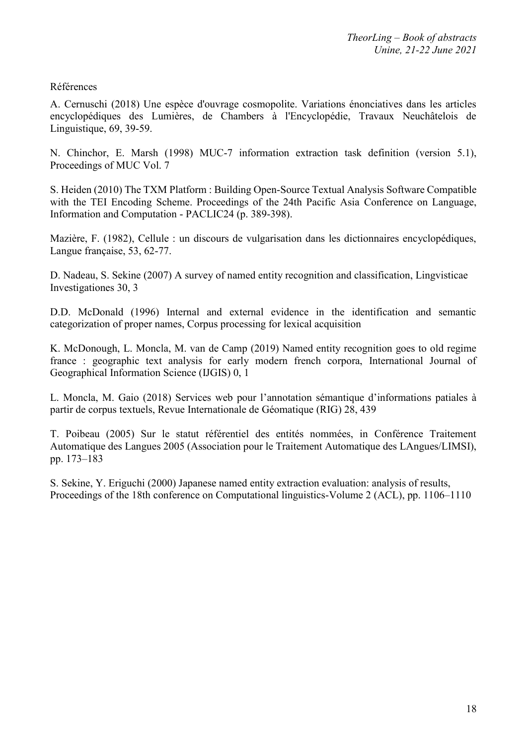Références

A. Cernuschi (2018) Une espèce d'ouvrage cosmopolite. Variations énonciatives dans les articles encyclopédiques des Lumières, de Chambers à l'Encyclopédie, Travaux Neuchâtelois de Linguistique, 69, 39-59.

N. Chinchor, E. Marsh (1998) MUC-7 information extraction task definition (version 5.1), Proceedings of MUC Vol. 7

S. Heiden (2010) The TXM Platform : Building Open-Source Textual Analysis Software Compatible with the TEI Encoding Scheme. Proceedings of the 24th Pacific Asia Conference on Language, Information and Computation - PACLIC24 (p. 389-398).

Mazière, F. (1982), Cellule : un discours de vulgarisation dans les dictionnaires encyclopédiques, Langue française, 53, 62-77.

D. Nadeau, S. Sekine (2007) A survey of named entity recognition and classification, Lingvisticae Investigationes 30, 3

D.D. McDonald (1996) Internal and external evidence in the identification and semantic categorization of proper names, Corpus processing for lexical acquisition

K. McDonough, L. Moncla, M. van de Camp (2019) Named entity recognition goes to old regime france : geographic text analysis for early modern french corpora, International Journal of Geographical Information Science (IJGIS) 0, 1

L. Moncla, M. Gaio (2018) Services web pour l'annotation sémantique d'informations patiales à partir de corpus textuels, Revue Internationale de Géomatique (RIG) 28, 439

T. Poibeau (2005) Sur le statut référentiel des entités nommées, in Conférence Traitement Automatique des Langues 2005 (Association pour le Traitement Automatique des LAngues/LIMSI), pp. 173–183

S. Sekine, Y. Eriguchi (2000) Japanese named entity extraction evaluation: analysis of results, Proceedings of the 18th conference on Computational linguistics-Volume 2 (ACL), pp. 1106–1110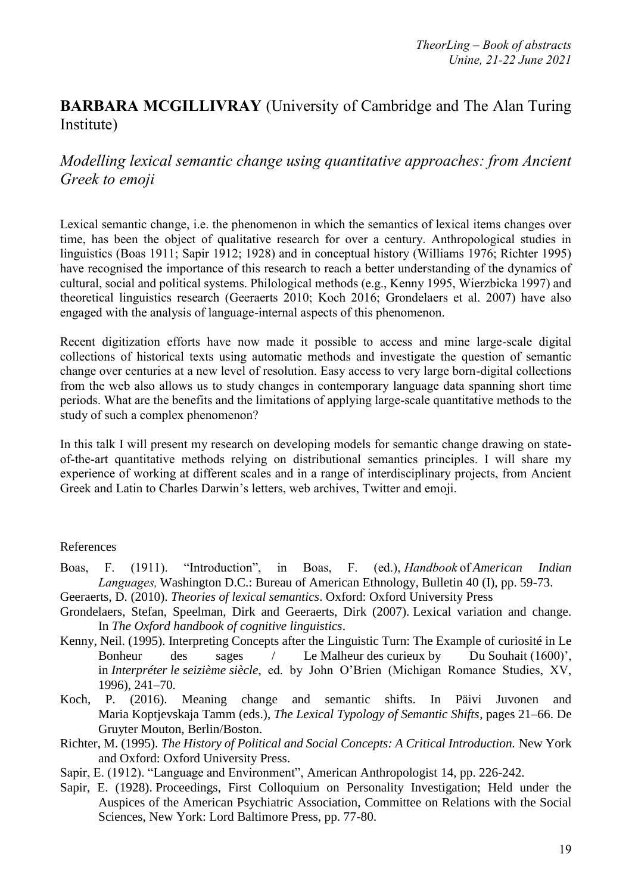## **BARBARA MCGILLIVRAY** (University of Cambridge and The Alan Turing Institute)

### *Modelling lexical semantic change using quantitative approaches: from Ancient Greek to emoji*

Lexical semantic change, i.e. the phenomenon in which the semantics of lexical items changes over time, has been the object of qualitative research for over a century. Anthropological studies in linguistics (Boas 1911; Sapir 1912; 1928) and in conceptual history (Williams 1976; Richter 1995) have recognised the importance of this research to reach a better understanding of the dynamics of cultural, social and political systems. Philological methods (e.g., Kenny 1995, Wierzbicka 1997) and theoretical linguistics research (Geeraerts 2010; Koch 2016; Grondelaers et al. 2007) have also engaged with the analysis of language-internal aspects of this phenomenon.

Recent digitization efforts have now made it possible to access and mine large-scale digital collections of historical texts using automatic methods and investigate the question of semantic change over centuries at a new level of resolution. Easy access to very large born-digital collections from the web also allows us to study changes in contemporary language data spanning short time periods. What are the benefits and the limitations of applying large-scale quantitative methods to the study of such a complex phenomenon?

In this talk I will present my research on developing models for semantic change drawing on state-of-the-art quantitative methods relying on distributional semantics principles. I will share my experience of working at different scales and in a range of interdisciplinary projects, from Ancient Greek and Latin to Charles Darwin's letters, web archives, Twitter and emoji.

References

Boas, F. (1911). "Introduction", in Boas, F. (ed.), *Handbook* of *American Indian Languages,* Washington D.C.: Bureau of American Ethnology, Bulletin 40 (I), pp. 59-73.

Geeraerts, D. (2010). *Theories of lexical semantics*. Oxford: Oxford University Press

Grondelaers, Stefan, Speelman, Dirk and Geeraerts, Dirk (2007). Lexical variation and change. In *The Oxford handbook of cognitive linguistics*.

Kenny, Neil. (1995). Interpreting Concepts after the Linguistic Turn: The Example of curiosité in Le Bonheur des sages / Le Malheur des curieux by Du Souhait (1600)', in *Interpréter le seizième siècle*, ed. by John O'Brien (Michigan Romance Studies, XV, 1996), 241–70.

Koch, P. (2016). Meaning change and semantic shifts. In Päivi Juvonen and Maria Koptjevskaja Tamm (eds.), *The Lexical Typology of Semantic Shifts*, pages 21–66. De Gruyter Mouton, Berlin/Boston.

Richter, M. (1995). *The History of Political and Social Concepts: A Critical Introduction.* New York and Oxford: Oxford University Press.

Sapir, E. (1912). "Language and Environment", American Anthropologist 14, pp. 226-242.

Sapir, E. (1928). Proceedings, First Colloquium on Personality Investigation; Held under the Auspices of the American Psychiatric Association, Committee on Relations with the Social Sciences, New York: Lord Baltimore Press, pp. 77-80.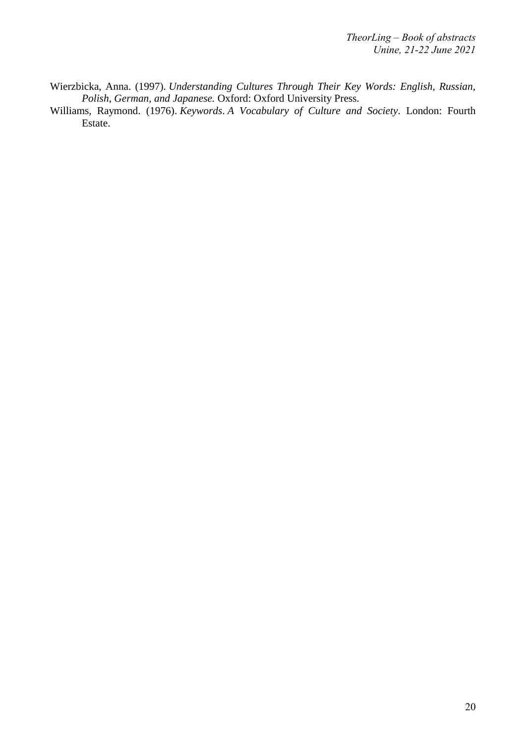Wierzbicka, Anna. (1997). *Understanding Cultures Through Their Key Words: English, Russian, Polish, German, and Japanese.* Oxford: Oxford University Press.

Williams, Raymond. (1976). *Keywords*. *A Vocabulary of Culture and Society*. London: Fourth Estate.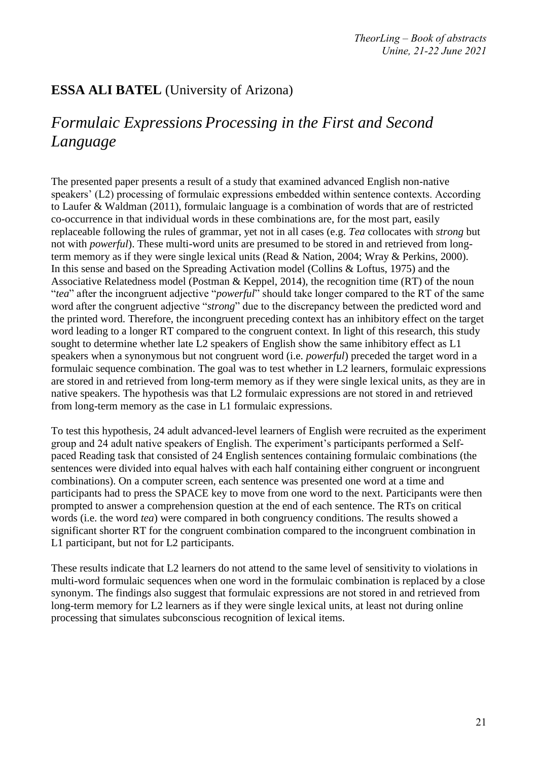## **ESSA ALI BATEL** (University of Arizona)

# *Formulaic Expressions Processing in the First and Second Language*

The presented paper presents a result of a study that examined advanced English non-native speakers' (L2) processing of formulaic expressions embedded within sentence contexts. According to Laufer & Waldman (2011), formulaic language is a combination of words that are of restricted co-occurrence in that individual words in these combinations are, for the most part, easily replaceable following the rules of grammar, yet not in all cases (e.g. *Tea* collocates with *strong* but not with *powerful*). These multi-word units are presumed to be stored in and retrieved from long-term memory as if they were single lexical units (Read & Nation, 2004; Wray & Perkins, 2000). In this sense and based on the Spreading Activation model (Collins & Loftus, 1975) and the Associative Relatedness model (Postman & Keppel, 2014), the recognition time (RT) of the noun "*tea*" after the incongruent adjective "*powerful*" should take longer compared to the RT of the same word after the congruent adjective "*strong*" due to the discrepancy between the predicted word and the printed word. Therefore, the incongruent preceding context has an inhibitory effect on the target word leading to a longer RT compared to the congruent context. In light of this research, this study sought to determine whether late L2 speakers of English show the same inhibitory effect as L1 speakers when a synonymous but not congruent word (i.e. *powerful*) preceded the target word in a formulaic sequence combination. The goal was to test whether in L2 learners, formulaic expressions are stored in and retrieved from long-term memory as if they were single lexical units, as they are in native speakers. The hypothesis was that L2 formulaic expressions are not stored in and retrieved from long-term memory as the case in L1 formulaic expressions.

To test this hypothesis, 24 adult advanced-level learners of English were recruited as the experiment group and 24 adult native speakers of English. The experiment's participants performed a Self-paced Reading task that consisted of 24 English sentences containing formulaic combinations (the sentences were divided into equal halves with each half containing either congruent or incongruent combinations). On a computer screen, each sentence was presented one word at a time and participants had to press the SPACE key to move from one word to the next. Participants were then prompted to answer a comprehension question at the end of each sentence. The RTs on critical words (i.e. the word *tea*) were compared in both congruency conditions. The results showed a significant shorter RT for the congruent combination compared to the incongruent combination in L1 participant, but not for L2 participants.

These results indicate that L2 learners do not attend to the same level of sensitivity to violations in multi-word formulaic sequences when one word in the formulaic combination is replaced by a close synonym. The findings also suggest that formulaic expressions are not stored in and retrieved from long-term memory for L2 learners as if they were single lexical units, at least not during online processing that simulates subconscious recognition of lexical items.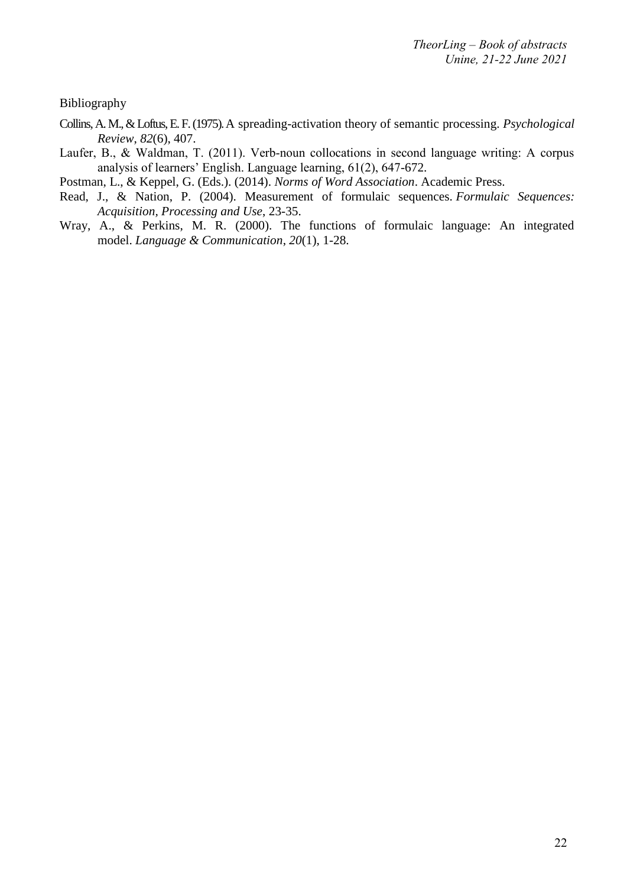Bibliography

Collins, A. M., & Loftus, E. F. (1975). A spreading-activation theory of semantic processing. *Psychological Review*, *82*(6), 407.

Laufer, B., & Waldman, T. (2011). Verb-noun collocations in second language writing: A corpus analysis of learners' English. Language learning, 61(2), 647-672.

Postman, L., & Keppel, G. (Eds.). (2014). *Norms of Word Association*. Academic Press.

Read, J., & Nation, P. (2004). Measurement of formulaic sequences. *Formulaic Sequences: Acquisition, Processing and Use*, 23-35.

Wray, A., & Perkins, M. R. (2000). The functions of formulaic language: An integrated model. *Language & Communication*, *20*(1), 1-28.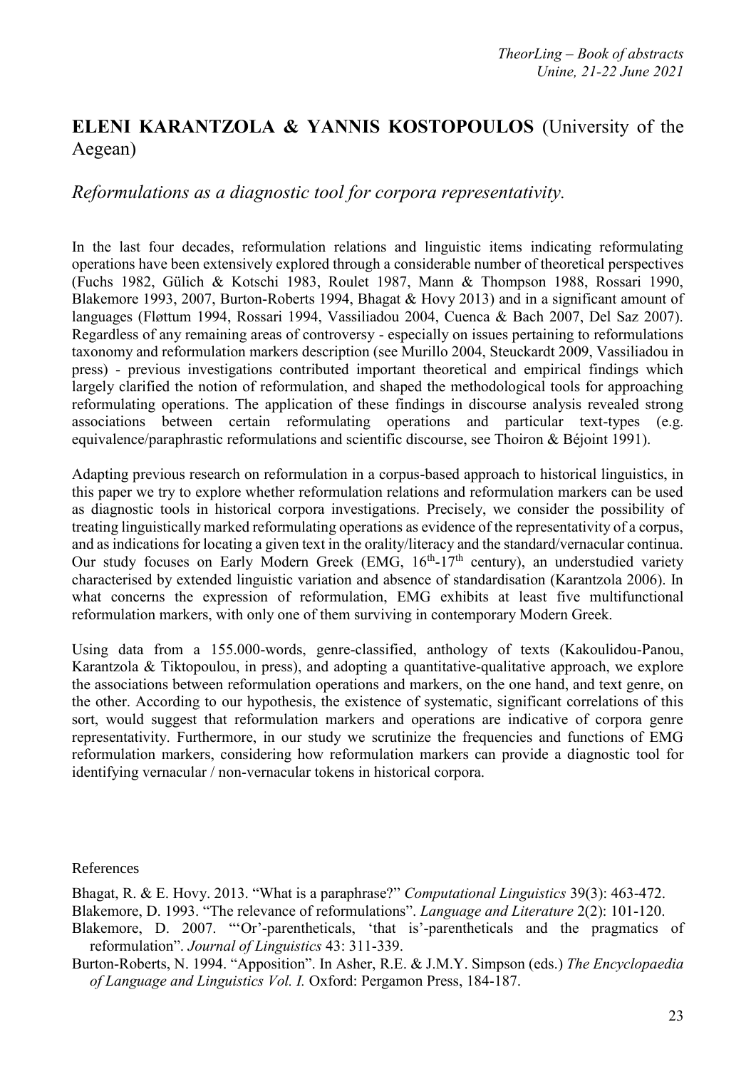## **ELENI KARANTZOLA & YANNIS KOSTOPOULOS** (University of the Aegean)

### *Reformulations as a diagnostic tool for corpora representativity.*

In the last four decades, reformulation relations and linguistic items indicating reformulating operations have been extensively explored through a considerable number of theoretical perspectives (Fuchs 1982, Gülich & Kotschi 1983, Roulet 1987, Mann & Thompson 1988, Rossari 1990, Blakemore 1993, 2007, Burton-Roberts 1994, Bhagat & Hovy 2013) and in a significant amount of languages (Fløttum 1994, Rossari 1994, Vassiliadou 2004, Cuenca & Bach 2007, Del Saz 2007). Regardless of any remaining areas of controversy - especially on issues pertaining to reformulations taxonomy and reformulation markers description (see Murillo 2004, Steuckardt 2009, Vassiliadou in press) - previous investigations contributed important theoretical and empirical findings which largely clarified the notion of reformulation, and shaped the methodological tools for approaching reformulating operations. The application of these findings in discourse analysis revealed strong associations between certain reformulating operations and particular text-types (e.g. equivalence/paraphrastic reformulations and scientific discourse, see Thoiron & Béjoint 1991).

Adapting previous research on reformulation in a corpus-based approach to historical linguistics, in this paper we try to explore whether reformulation relations and reformulation markers can be used as diagnostic tools in historical corpora investigations. Precisely, we consider the possibility of treating linguistically marked reformulating operations as evidence of the representativity of a corpus, and as indications for locating a given text in the orality/literacy and the standard/vernacular continua. Our study focuses on Early Modern Greek (EMG, 16th-17th century), an understudied variety characterised by extended linguistic variation and absence of standardisation (Karantzola 2006). In what concerns the expression of reformulation, EMG exhibits at least five multifunctional reformulation markers, with only one of them surviving in contemporary Modern Greek.

Using data from a 155.000-words, genre-classified, anthology of texts (Kakoulidou-Panou, Karantzola & Tiktopoulou, in press), and adopting a quantitative-qualitative approach, we explore the associations between reformulation operations and markers, on the one hand, and text genre, on the other. According to our hypothesis, the existence of systematic, significant correlations of this sort, would suggest that reformulation markers and operations are indicative of corpora genre representativity. Furthermore, in our study we scrutinize the frequencies and functions of EMG reformulation markers, considering how reformulation markers can provide a diagnostic tool for identifying vernacular / non-vernacular tokens in historical corpora.

References

Bhagat, R. & E. Hovy. 2013. "What is a paraphrase?" *Computational Linguistics* 39(3): 463-472.

Blakemore, D. 1993. "The relevance of reformulations". *Language and Literature* 2(2): 101-120.

Blakemore, D. 2007. "'Or'-parentheticals, 'that is'-parentheticals and the pragmatics of reformulation". *Journal of Linguistics* 43: 311-339.

Burton-Roberts, N. 1994. "Apposition". In Asher, R.E. & J.M.Y. Simpson (eds.) *The Encyclopaedia of Language and Linguistics Vol. I.* Oxford: Pergamon Press, 184-187.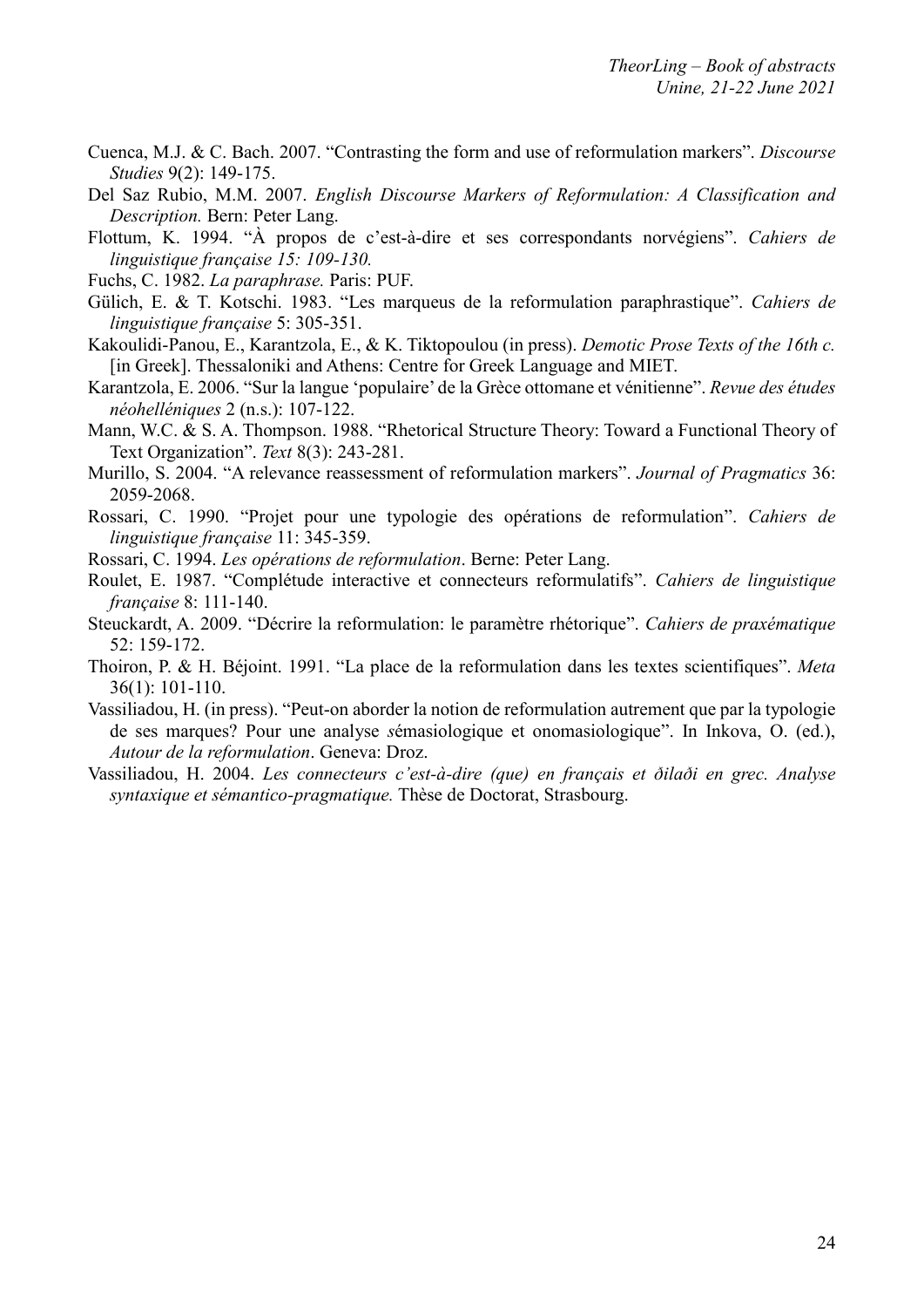Cuenca, M.J. & C. Bach. 2007. "Contrasting the form and use of reformulation markers". *Discourse Studies* 9(2): 149-175.

Del Saz Rubio, M.M. 2007. *English Discourse Markers of Reformulation: A Classification and Description.* Bern: Peter Lang.

Flottum, K. 1994. "À propos de c'est-à-dire et ses correspondants norvégiens". *Cahiers de linguistique française 15: 109-130.*

Fuchs, C. 1982. *La paraphrase.* Paris: PUF.

Gülich, E. & T. Kotschi. 1983. "Les marqueus de la reformulation paraphrastique". *Cahiers de linguistique française* 5: 305-351.

Kakoulidi-Panou, E., Karantzola, E., & K. Tiktopoulou (in press). *Demotic Prose Texts of the 16th c.* [in Greek]. Thessaloniki and Athens: Centre for Greek Language and MIET.

Karantzola, E. 2006. "Sur la langue 'populaire' de la Grèce ottomane et vénitienne". *Revue des études néohelléniques* 2 (n.s.): 107-122.

Mann, W.C. & S. A. Thompson. 1988. "Rhetorical Structure Theory: Toward a Functional Theory of Text Organization". *Text* 8(3): 243-281.

Murillo, S. 2004. "A relevance reassessment of reformulation markers". *Journal of Pragmatics* 36: 2059-2068.

Rossari, C. 1990. "Projet pour une typologie des opérations de reformulation". *Cahiers de linguistique française* 11: 345-359.

Rossari, C. 1994. *Les opérations de reformulation*. Berne: Peter Lang.

Roulet, E. 1987. "Complétude interactive et connecteurs reformulatifs". *Cahiers de linguistique française* 8: 111-140.

Steuckardt, A. 2009. "Décrire la reformulation: le paramètre rhétorique". *Cahiers de praxématique* 52: 159-172.

Thoiron, P. & H. Béjoint. 1991. "La place de la reformulation dans les textes scientifiques". *Meta* 36(1): 101-110.

Vassiliadou, H. (in press). "Peut-on aborder la notion de reformulation autrement que par la typologie de ses marques? Pour une analyse *s*émasiologique et onomasiologique". In Inkova, O. (ed.), *Autour de la reformulation*. Geneva: Droz.

Vassiliadou, H. 2004. *Les connecteurs c'est-à-dire (que) en français et ðilaði en grec. Analyse syntaxique et sémantico-pragmatique.* Thèse de Doctorat, Strasbourg.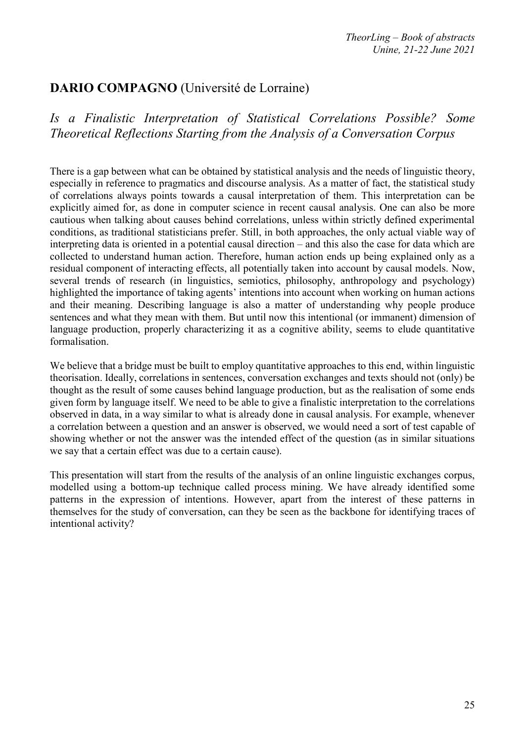## **DARIO COMPAGNO** (Université de Lorraine)

### *Is a Finalistic Interpretation of Statistical Correlations Possible? Some Theoretical Reflections Starting from the Analysis of a Conversation Corpus*

There is a gap between what can be obtained by statistical analysis and the needs of linguistic theory, especially in reference to pragmatics and discourse analysis. As a matter of fact, the statistical study of correlations always points towards a causal interpretation of them. This interpretation can be explicitly aimed for, as done in computer science in recent causal analysis. One can also be more cautious when talking about causes behind correlations, unless within strictly defined experimental conditions, as traditional statisticians prefer. Still, in both approaches, the only actual viable way of interpreting data is oriented in a potential causal direction – and this also the case for data which are collected to understand human action. Therefore, human action ends up being explained only as a residual component of interacting effects, all potentially taken into account by causal models. Now, several trends of research (in linguistics, semiotics, philosophy, anthropology and psychology) highlighted the importance of taking agents' intentions into account when working on human actions and their meaning. Describing language is also a matter of understanding why people produce sentences and what they mean with them. But until now this intentional (or immanent) dimension of language production, properly characterizing it as a cognitive ability, seems to elude quantitative formalisation.

We believe that a bridge must be built to employ quantitative approaches to this end, within linguistic theorisation. Ideally, correlations in sentences, conversation exchanges and texts should not (only) be thought as the result of some causes behind language production, but as the realisation of some ends given form by language itself. We need to be able to give a finalistic interpretation to the correlations observed in data, in a way similar to what is already done in causal analysis. For example, whenever a correlation between a question and an answer is observed, we would need a sort of test capable of showing whether or not the answer was the intended effect of the question (as in similar situations we say that a certain effect was due to a certain cause).

This presentation will start from the results of the analysis of an online linguistic exchanges corpus, modelled using a bottom-up technique called process mining. We have already identified some patterns in the expression of intentions. However, apart from the interest of these patterns in themselves for the study of conversation, can they be seen as the backbone for identifying traces of intentional activity?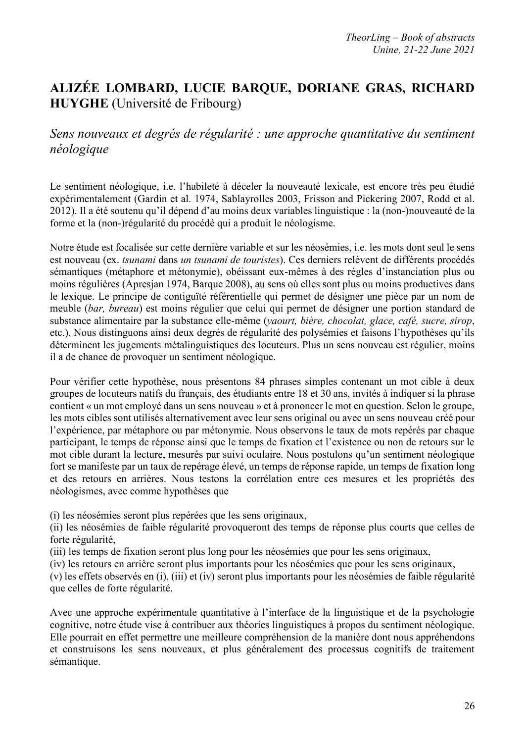## ALIZÉE LOMBARD, LUCIE BARQUE, DORIANE GRAS, RICHARD HUYGHE (Université de Fribourg)

### *Sens nouveaux et degrés de régularité : une approche quantitative du sentiment néologique*

Le sentiment néologique, i.e. l'habileté à déceler la nouveauté lexicale, est encore très peu étudié expérimentalement (Gardin et al. 1974, Sablayrolles 2003, Frisson and Pickering 2007, Rodd et al. 2012). Il a été soutenu qu'il dépend d'au moins deux variables linguistique : la (non-)nouveauté de la forme et la (non-)régularité du procédé qui a produit le néologisme.

Notre étude est focalisée sur cette dernière variable et sur les néosémies, i.e. les mots dont seul le sens est nouveau (ex. *tsunami* dans *un tsunami de touristes*). Ces derniers relèvent de différents procédés sémantiques (métaphore et métonymie), obéissant eux-mêmes à des règles d'instanciation plus ou moins régulières (Apresjan 1974, Barque 2008), au sens où elles sont plus ou moins productives dans le lexique. Le principe de contiguïté référentielle qui permet de désigner une pièce par un nom de meuble (*bar, bureau*) est moins régulier que celui qui permet de désigner une portion standard de substance alimentaire par la substance elle-même (*yaourt, bière, chocolat, glace, café, sucre, sirop*, etc.). Nous distinguons ainsi deux degrés de régularité des polysémies et faisons l'hypothèses qu'ils déterminent les jugements métalinguistiques des locuteurs. Plus un sens nouveau est régulier, moins il a de chance de provoquer un sentiment néologique.

Pour vérifier cette hypothèse, nous présentons 84 phrases simples contenant un mot cible à deux groupes de locuteurs natifs du français, des étudiants entre 18 et 30 ans, invités à indiquer si la phrase contient « un mot employé dans un sens nouveau » et à prononcer le mot en question. Selon le groupe, les mots cibles sont utilisés alternativement avec leur sens original ou avec un sens nouveau créé pour l'expérience, par métaphore ou par métonymie. Nous observons le taux de mots repérés par chaque participant, le temps de réponse ainsi que le temps de fixation et l'existence ou non de retours sur le mot cible durant la lecture, mesurés par suivi oculaire. Nous postulons qu'un sentiment néologique fort se manifeste par un taux de repérage élevé, un temps de réponse rapide, un temps de fixation long et des retours en arrières. Nous testons la corrélation entre ces mesures et les propriétés des néologismes, avec comme hypothèses que

(i) les néosémies seront plus repérées que les sens originaux,
(ii) les néosémies de faible régularité provoqueront des temps de réponse plus courts que celles de forte régularité,
(iii) les temps de fixation seront plus long pour les néosémies que pour les sens originaux,
(iv) les retours en arrière seront plus importants pour les néosémies que pour les sens originaux,
(v) les effets observés en (i), (iii) et (iv) seront plus importants pour les néosémies de faible régularité que celles de forte régularité.

Avec une approche expérimentale quantitative à l'interface de la linguistique et de la psychologie cognitive, notre étude vise à contribuer aux théories linguistiques à propos du sentiment néologique. Elle pourrait en effet permettre une meilleure compréhension de la manière dont nous appréhendons et construisons les sens nouveaux, et plus généralement des processus cognitifs de traitement sémantique.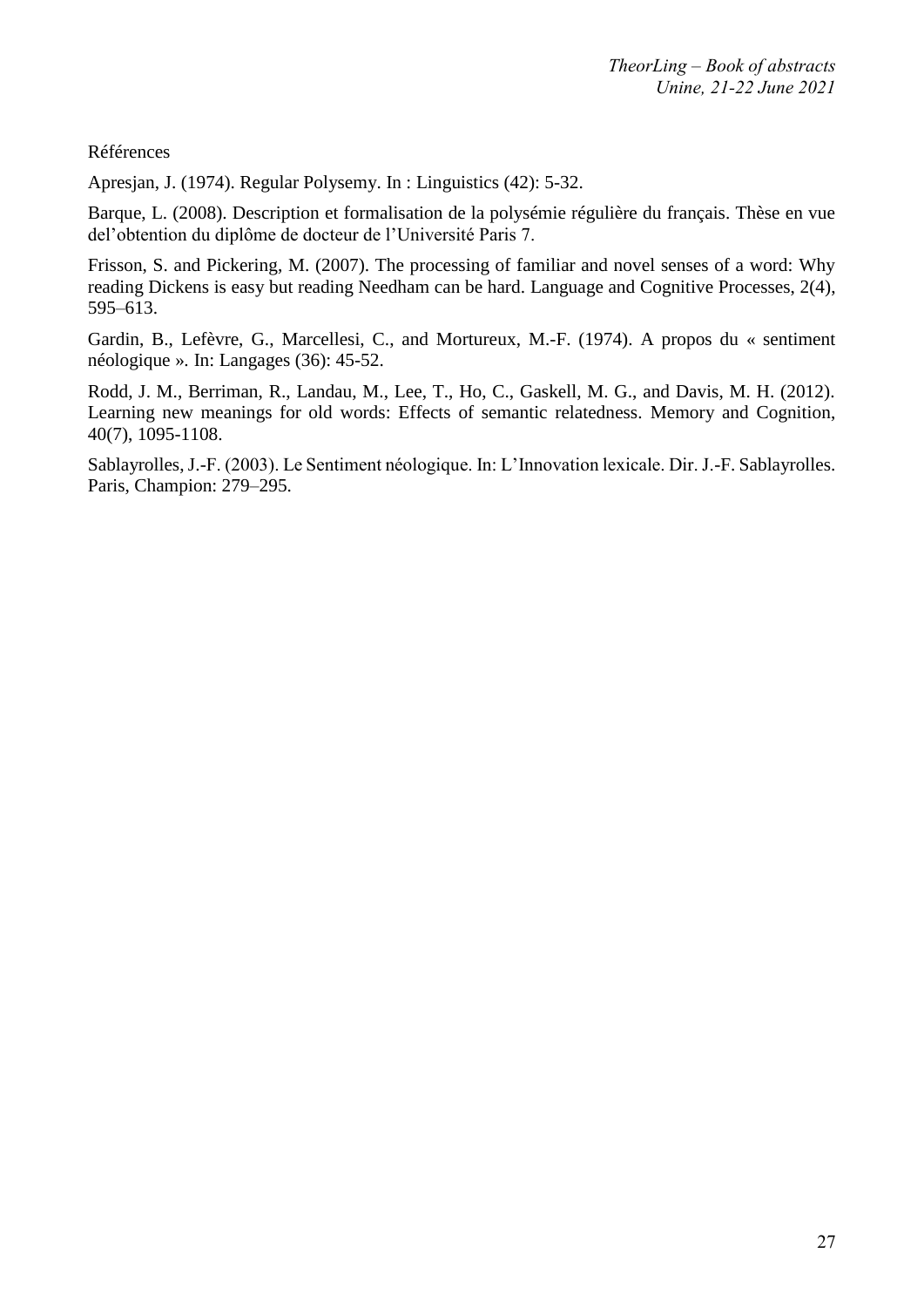Références

Apresjan, J. (1974). Regular Polysemy. In : Linguistics (42): 5-32.

Barque, L. (2008). Description et formalisation de la polysémie régulière du français. Thèse en vue del'obtention du diplôme de docteur de l'Université Paris 7.

Frisson, S. and Pickering, M. (2007). The processing of familiar and novel senses of a word: Why reading Dickens is easy but reading Needham can be hard. Language and Cognitive Processes, 2(4), 595–613.

Gardin, B., Lefèvre, G., Marcellesi, C., and Mortureux, M.-F. (1974). A propos du « sentiment néologique ». In: Langages (36): 45-52.

Rodd, J. M., Berriman, R., Landau, M., Lee, T., Ho, C., Gaskell, M. G., and Davis, M. H. (2012). Learning new meanings for old words: Effects of semantic relatedness. Memory and Cognition, 40(7), 1095-1108.

Sablayrolles, J.-F. (2003). Le Sentiment néologique. In: L'Innovation lexicale. Dir. J.-F. Sablayrolles. Paris, Champion: 279–295.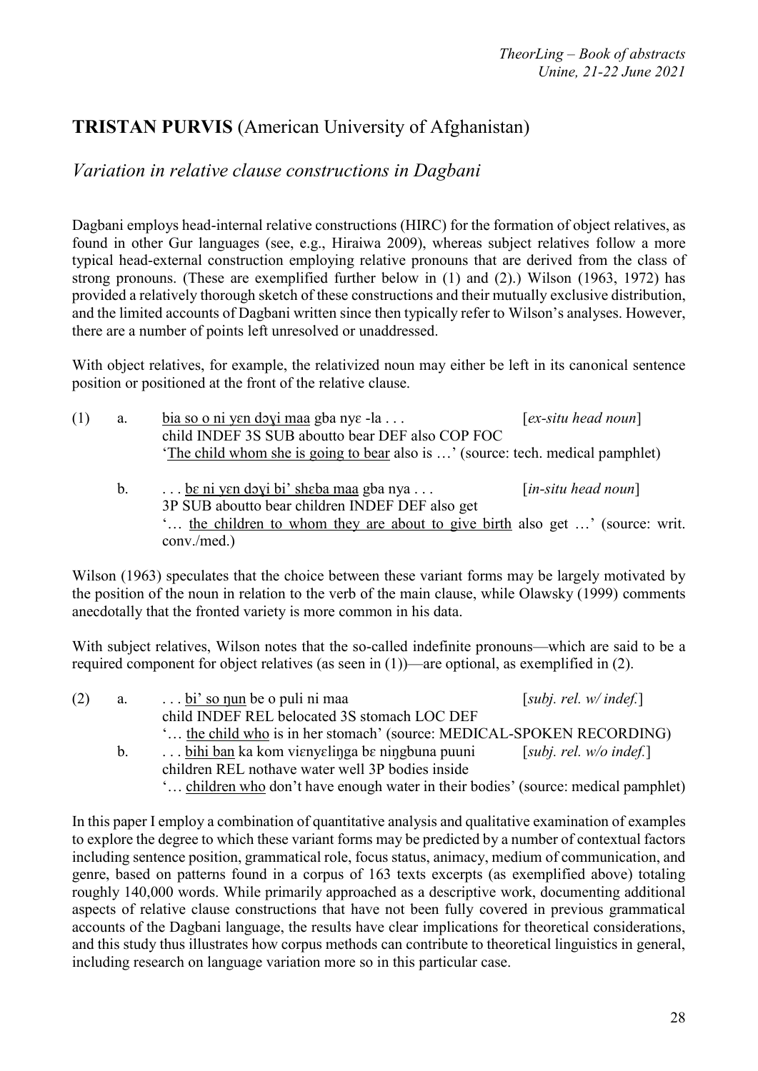## TRISTAN PURVIS (American University of Afghanistan)

### *Variation in relative clause constructions in Dagbani*

Dagbani employs head-internal relative constructions (HIRC) for the formation of object relatives, as found in other Gur languages (see, e.g., Hiraiwa 2009), whereas subject relatives follow a more typical head-external construction employing relative pronouns that are derived from the class of strong pronouns. (These are exemplified further below in (1) and (2).) Wilson (1963, 1972) has provided a relatively thorough sketch of these constructions and their mutually exclusive distribution, and the limited accounts of Dagbani written since then typically refer to Wilson's analyses. However, there are a number of points left unresolved or unaddressed.

With object relatives, for example, the relativized noun may either be left in its canonical sentence position or positioned at the front of the relative clause.

(1) a. <u>bia so o ni yɛn dɔɣi maa</u> gba nyɛ -la . . . [*ex-situ head noun*]
child INDEF 3S SUB aboutto bear DEF also COP FOC
'<u>The child whom she is going to bear</u> also is …' (source: tech. medical pamphlet)

b. . . . <u>bɛ ni yɛn dɔɣi bi' shɛba maa</u> gba nya . . . [*in-situ head noun*]
3P SUB aboutto bear children INDEF DEF also get
'… <u>the children to whom they are about to give birth</u> also get …' (source: writ. conv./med.)

Wilson (1963) speculates that the choice between these variant forms may be largely motivated by the position of the noun in relation to the verb of the main clause, while Olawsky (1999) comments anecdotally that the fronted variety is more common in his data.

With subject relatives, Wilson notes that the so-called indefinite pronouns—which are said to be a required component for object relatives (as seen in (1))—are optional, as exemplified in (2).

(2) a. . . . <u>bi' so ŋun</u> be o puli ni maa [*subj. rel. w/ indef.*]
child INDEF REL belocated 3S stomach LOC DEF
'… <u>the child who</u> is in her stomach' (source: MEDICAL-SPOKEN RECORDING)

b. . . . <u>bihi ban</u> ka kom viɛnyɛliŋga bɛ niŋgbuna puuni [*subj. rel. w/o indef.*]
children REL nothave water well 3P bodies inside
'… <u>children who</u> don't have enough water in their bodies' (source: medical pamphlet)

In this paper I employ a combination of quantitative analysis and qualitative examination of examples to explore the degree to which these variant forms may be predicted by a number of contextual factors including sentence position, grammatical role, focus status, animacy, medium of communication, and genre, based on patterns found in a corpus of 163 texts excerpts (as exemplified above) totaling roughly 140,000 words. While primarily approached as a descriptive work, documenting additional aspects of relative clause constructions that have not been fully covered in previous grammatical accounts of the Dagbani language, the results have clear implications for theoretical considerations, and this study thus illustrates how corpus methods can contribute to theoretical linguistics in general, including research on language variation more so in this particular case.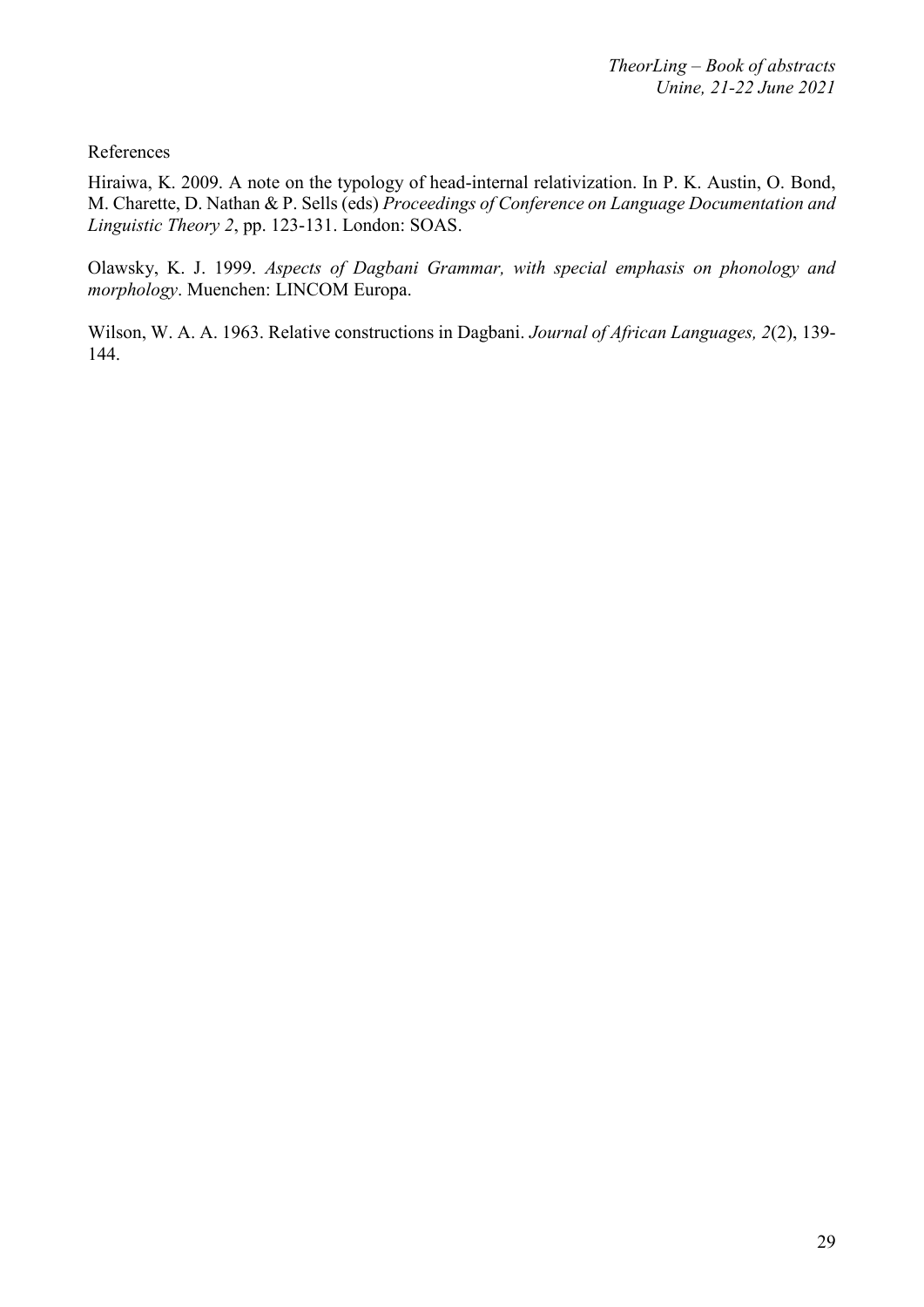References

Hiraiwa, K. 2009. A note on the typology of head-internal relativization. In P. K. Austin, O. Bond, M. Charette, D. Nathan & P. Sells (eds) *Proceedings of Conference on Language Documentation and Linguistic Theory 2*, pp. 123-131. London: SOAS.

Olawsky, K. J. 1999. *Aspects of Dagbani Grammar, with special emphasis on phonology and morphology*. Muenchen: LINCOM Europa.

Wilson, W. A. A. 1963. Relative constructions in Dagbani. *Journal of African Languages, 2*(2), 139-144.